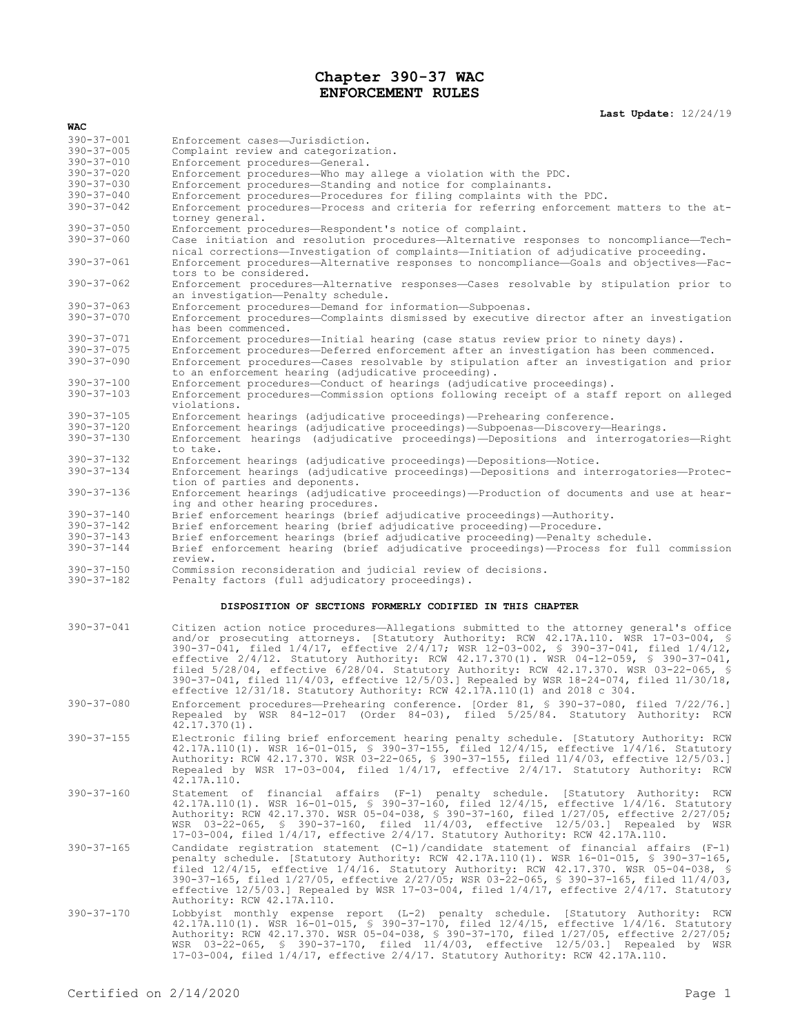# Chapter 390-37 WAC
# ENFORCEMENT RULES

**Last Update:** 12/24/19

| WAC | |
|---|---|
| 390-37-001 | Enforcement cases—Jurisdiction. |
| 390-37-005 | Complaint review and categorization. |
| 390-37-010 | Enforcement procedures—General. |
| 390-37-020 | Enforcement procedures—Who may allege a violation with the PDC. |
| 390-37-030 | Enforcement procedures—Standing and notice for complainants. |
| 390-37-040 | Enforcement procedures—Procedures for filing complaints with the PDC. |
| 390-37-042 | Enforcement procedures—Process and criteria for referring enforcement matters to the attorney general. |
| 390-37-050 | Enforcement procedures—Respondent's notice of complaint. |
| 390-37-060 | Case initiation and resolution procedures—Alternative responses to noncompliance—Technical corrections—Investigation of complaints—Initiation of adjudicative proceeding. |
| 390-37-061 | Enforcement procedures—Alternative responses to noncompliance—Goals and objectives—Factors to be considered. |
| 390-37-062 | Enforcement procedures—Alternative responses—Cases resolvable by stipulation prior to an investigation—Penalty schedule. |
| 390-37-063 | Enforcement procedures—Demand for information—Subpoenas. |
| 390-37-070 | Enforcement procedures—Complaints dismissed by executive director after an investigation has been commenced. |
| 390-37-071 | Enforcement procedures—Initial hearing (case status review prior to ninety days). |
| 390-37-075 | Enforcement procedures—Deferred enforcement after an investigation has been commenced. |
| 390-37-090 | Enforcement procedures—Cases resolvable by stipulation after an investigation and prior to an enforcement hearing (adjudicative proceeding). |
| 390-37-100 | Enforcement procedures—Conduct of hearings (adjudicative proceedings). |
| 390-37-103 | Enforcement procedures—Commission options following receipt of a staff report on alleged violations. |
| 390-37-105 | Enforcement hearings (adjudicative proceedings)—Prehearing conference. |
| 390-37-120 | Enforcement hearings (adjudicative proceedings)—Subpoenas—Discovery—Hearings. |
| 390-37-130 | Enforcement hearings (adjudicative proceedings)—Depositions and interrogatories—Right to take. |
| 390-37-132 | Enforcement hearings (adjudicative proceedings)—Depositions—Notice. |
| 390-37-134 | Enforcement hearings (adjudicative proceedings)—Depositions and interrogatories—Protection of parties and deponents. |
| 390-37-136 | Enforcement hearings (adjudicative proceedings)—Production of documents and use at hearing and other hearing procedures. |
| 390-37-140 | Brief enforcement hearings (brief adjudicative proceedings)—Authority. |
| 390-37-142 | Brief enforcement hearing (brief adjudicative proceeding)—Procedure. |
| 390-37-143 | Brief enforcement hearings (brief adjudicative proceeding)—Penalty schedule. |
| 390-37-144 | Brief enforcement hearing (brief adjudicative proceedings)—Process for full commission review. |
| 390-37-150 | Commission reconsideration and judicial review of decisions. |
| 390-37-182 | Penalty factors (full adjudicatory proceedings). |

**DISPOSITION OF SECTIONS FORMERLY CODIFIED IN THIS CHAPTER**

| | |
|---|---|
| 390-37-041 | Citizen action notice procedures—Allegations submitted to the attorney general's office and/or prosecuting attorneys. [Statutory Authority: RCW 42.17A.110. WSR 17-03-004, § 390-37-041, filed 1/4/17, effective 2/4/17; WSR 12-03-002, § 390-37-041, filed 1/4/12, effective 2/4/12. Statutory Authority: RCW 42.17.370(1). WSR 04-12-059, § 390-37-041, filed 5/28/04, effective 6/28/04. Statutory Authority: RCW 42.17.370. WSR 03-22-065, § 390-37-041, filed 11/4/03, effective 12/5/03.] Repealed by WSR 18-24-074, filed 11/30/18, effective 12/31/18. Statutory Authority: RCW 42.17A.110(1) and 2018 c 304. |
| 390-37-080 | Enforcement procedures—Prehearing conference. [Order 81, § 390-37-080, filed 7/22/76.] Repealed by WSR 84-12-017 (Order 84-03), filed 5/25/84. Statutory Authority: RCW 42.17.370(1). |
| 390-37-155 | Electronic filing brief enforcement hearing penalty schedule. [Statutory Authority: RCW 42.17A.110(1). WSR 16-01-015, § 390-37-155, filed 12/4/15, effective 1/4/16. Statutory Authority: RCW 42.17.370. WSR 03-22-065, § 390-37-155, filed 11/4/03, effective 12/5/03.] Repealed by WSR 17-03-004, filed 1/4/17, effective 2/4/17. Statutory Authority: RCW 42.17A.110. |
| 390-37-160 | Statement of financial affairs (F-1) penalty schedule. [Statutory Authority: RCW 42.17A.110(1). WSR 16-01-015, § 390-37-160, filed 12/4/15, effective 1/4/16. Statutory Authority: RCW 42.17.370. WSR 05-04-038, § 390-37-160, filed 1/27/05, effective 2/27/05; WSR 03-22-065, § 390-37-160, filed 11/4/03, effective 12/5/03.] Repealed by WSR 17-03-004, filed 1/4/17, effective 2/4/17. Statutory Authority: RCW 42.17A.110. |
| 390-37-165 | Candidate registration statement (C-1)/candidate statement of financial affairs (F-1) penalty schedule. [Statutory Authority: RCW 42.17A.110(1). WSR 16-01-015, § 390-37-165, filed 12/4/15, effective 1/4/16. Statutory Authority: RCW 42.17.370. WSR 05-04-038, § 390-37-165, filed 1/27/05, effective 2/27/05; WSR 03-22-065, § 390-37-165, filed 11/4/03, effective 12/5/03.] Repealed by WSR 17-03-004, filed 1/4/17, effective 2/4/17. Statutory Authority: RCW 42.17A.110. |
| 390-37-170 | Lobbyist monthly expense report (L-2) penalty schedule. [Statutory Authority: RCW 42.17A.110(1). WSR 16-01-015, § 390-37-170, filed 12/4/15, effective 1/4/16. Statutory Authority: RCW 42.17.370. WSR 05-04-038, § 390-37-170, filed 1/27/05, effective 2/27/05; WSR 03-22-065, § 390-37-170, filed 11/4/03, effective 12/5/03.] Repealed by WSR 17-03-004, filed 1/4/17, effective 2/4/17. Statutory Authority: RCW 42.17A.110. |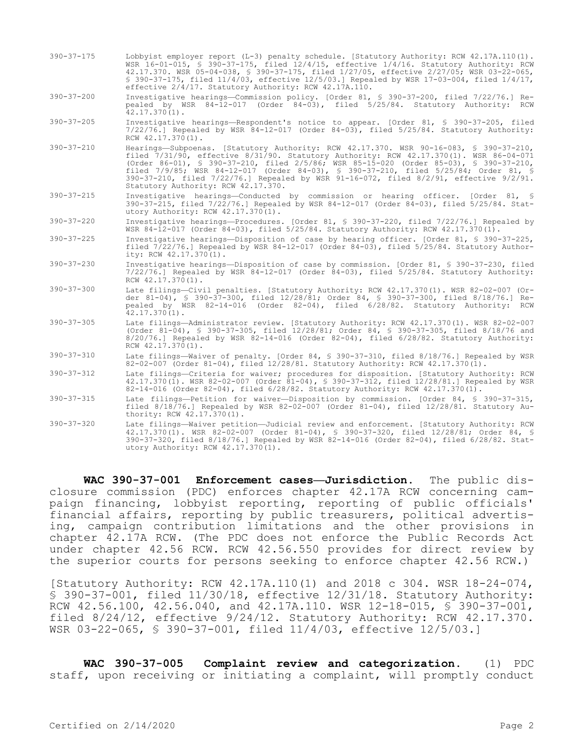| | |
|---|---|
| 390-37-175 | Lobbyist employer report (L-3) penalty schedule. [Statutory Authority: RCW 42.17A.110(1). WSR 16-01-015, § 390-37-175, filed 12/4/15, effective 1/4/16. Statutory Authority: RCW 42.17.370. WSR 05-04-038, § 390-37-175, filed 1/27/05, effective 2/27/05; WSR 03-22-065, § 390-37-175, filed 11/4/03, effective 12/5/03.] Repealed by WSR 17-03-004, filed 1/4/17, effective 2/4/17. Statutory Authority: RCW 42.17A.110. |
| 390-37-200 | Investigative hearings—Commission policy. [Order 81, § 390-37-200, filed 7/22/76.] Repealed by WSR 84-12-017 (Order 84-03), filed 5/25/84. Statutory Authority: RCW 42.17.370(1). |
| 390-37-205 | Investigative hearings—Respondent's notice to appear. [Order 81, § 390-37-205, filed 7/22/76.] Repealed by WSR 84-12-017 (Order 84-03), filed 5/25/84. Statutory Authority: RCW 42.17.370(1). |
| 390-37-210 | Hearings—Subpoenas. [Statutory Authority: RCW 42.17.370. WSR 90-16-083, § 390-37-210, filed 7/31/90, effective 8/31/90. Statutory Authority: RCW 42.17.370(1). WSR 86-04-071 (Order 86-01), § 390-37-210, filed 2/5/86; WSR 85-15-020 (Order 85-03), § 390-37-210, filed 7/9/85; WSR 84-12-017 (Order 84-03), § 390-37-210, filed 5/25/84; Order 81, § 390-37-210, filed 7/22/76.] Repealed by WSR 91-16-072, filed 8/2/91, effective 9/2/91. Statutory Authority: RCW 42.17.370. |
| 390-37-215 | Investigative hearings—Conducted by commission or hearing officer. [Order 81, § 390-37-215, filed 7/22/76.] Repealed by WSR 84-12-017 (Order 84-03), filed 5/25/84. Statutory Authority: RCW 42.17.370(1). |
| 390-37-220 | Investigative hearings—Procedures. [Order 81, § 390-37-220, filed 7/22/76.] Repealed by WSR 84-12-017 (Order 84-03), filed 5/25/84. Statutory Authority: RCW 42.17.370(1). |
| 390-37-225 | Investigative hearings—Disposition of case by hearing officer. [Order 81, § 390-37-225, filed 7/22/76.] Repealed by WSR 84-12-017 (Order 84-03), filed 5/25/84. Statutory Authority: RCW 42.17.370(1). |
| 390-37-230 | Investigative hearings—Disposition of case by commission. [Order 81, § 390-37-230, filed 7/22/76.] Repealed by WSR 84-12-017 (Order 84-03), filed 5/25/84. Statutory Authority: RCW 42.17.370(1). |
| 390-37-300 | Late filings—Civil penalties. [Statutory Authority: RCW 42.17.370(1). WSR 82-02-007 (Order 81-04), § 390-37-300, filed 12/28/81; Order 84, § 390-37-300, filed 8/18/76.] Repealed by WSR 82-14-016 (Order 82-04), filed 6/28/82. Statutory Authority: RCW 42.17.370(1). |
| 390-37-305 | Late filings—Administrator review. [Statutory Authority: RCW 42.17.370(1). WSR 82-02-007 (Order 81-04), § 390-37-305, filed 12/28/81; Order 84, § 390-37-305, filed 8/18/76 and 8/20/76.] Repealed by WSR 82-14-016 (Order 82-04), filed 6/28/82. Statutory Authority: RCW 42.17.370(1). |
| 390-37-310 | Late filings—Waiver of penalty. [Order 84, § 390-37-310, filed 8/18/76.] Repealed by WSR 82-02-007 (Order 81-04), filed 12/28/81. Statutory Authority: RCW 42.17.370(1). |
| 390-37-312 | Late filings—Criteria for waiver; procedures for disposition. [Statutory Authority: RCW 42.17.370(1). WSR 82-02-007 (Order 81-04), § 390-37-312, filed 12/28/81.] Repealed by WSR 82-14-016 (Order 82-04), filed 6/28/82. Statutory Authority: RCW 42.17.370(1). |
| 390-37-315 | Late filings—Petition for waiver—Disposition by commission. [Order 84, § 390-37-315, filed 8/18/76.] Repealed by WSR 82-02-007 (Order 81-04), filed 12/28/81. Statutory Authority: RCW 42.17.370(1). |
| 390-37-320 | Late filings—Waiver petition—Judicial review and enforcement. [Statutory Authority: RCW 42.17.370(1). WSR 82-02-007 (Order 81-04), § 390-37-320, filed 12/28/81; Order 84, § 390-37-320, filed 8/18/76.] Repealed by WSR 82-14-016 (Order 82-04), filed 6/28/82. Statutory Authority: RCW 42.17.370(1). |

**WAC 390-37-001 Enforcement cases—Jurisdiction.** The public disclosure commission (PDC) enforces chapter 42.17A RCW concerning campaign financing, lobbyist reporting, reporting of public officials' financial affairs, reporting by public treasurers, political advertising, campaign contribution limitations and the other provisions in chapter 42.17A RCW. (The PDC does not enforce the Public Records Act under chapter 42.56 RCW. RCW 42.56.550 provides for direct review by the superior courts for persons seeking to enforce chapter 42.56 RCW.)

[Statutory Authority: RCW 42.17A.110(1) and 2018 c 304. WSR 18-24-074, § 390-37-001, filed 11/30/18, effective 12/31/18. Statutory Authority: RCW 42.56.100, 42.56.040, and 42.17A.110. WSR 12-18-015, § 390-37-001, filed 8/24/12, effective 9/24/12. Statutory Authority: RCW 42.17.370. WSR 03-22-065, § 390-37-001, filed 11/4/03, effective 12/5/03.]

**WAC 390-37-005 Complaint review and categorization.** (1) PDC staff, upon receiving or initiating a complaint, will promptly conduct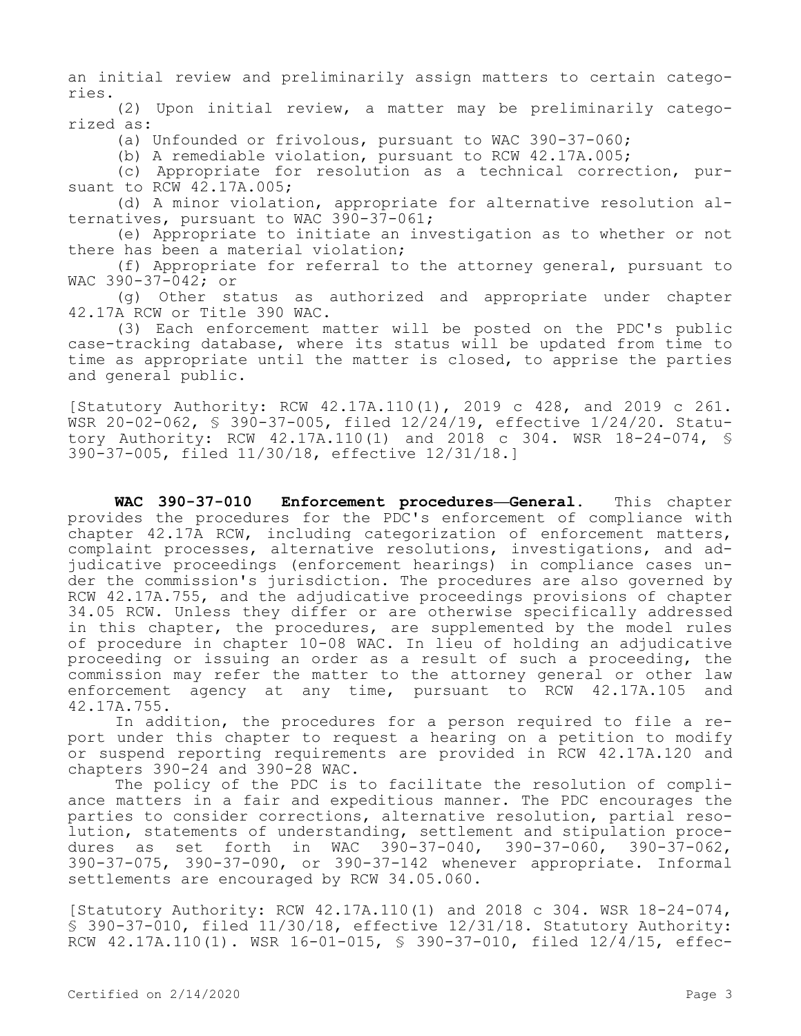an initial review and preliminarily assign matters to certain categories.

(2) Upon initial review, a matter may be preliminarily categorized as:

(a) Unfounded or frivolous, pursuant to WAC 390-37-060;

(b) A remediable violation, pursuant to RCW 42.17A.005;

(c) Appropriate for resolution as a technical correction, pursuant to RCW 42.17A.005;

(d) A minor violation, appropriate for alternative resolution alternatives, pursuant to WAC 390-37-061;

(e) Appropriate to initiate an investigation as to whether or not there has been a material violation;

(f) Appropriate for referral to the attorney general, pursuant to WAC 390-37-042; or

(g) Other status as authorized and appropriate under chapter 42.17A RCW or Title 390 WAC.

(3) Each enforcement matter will be posted on the PDC's public case-tracking database, where its status will be updated from time to time as appropriate until the matter is closed, to apprise the parties and general public.

[Statutory Authority: RCW 42.17A.110(1), 2019 c 428, and 2019 c 261. WSR 20-02-062, § 390-37-005, filed 12/24/19, effective 1/24/20. Statutory Authority: RCW 42.17A.110(1) and 2018 c 304. WSR 18-24-074, § 390-37-005, filed 11/30/18, effective 12/31/18.]

**WAC 390-37-010 Enforcement procedures—General.** This chapter provides the procedures for the PDC's enforcement of compliance with chapter 42.17A RCW, including categorization of enforcement matters, complaint processes, alternative resolutions, investigations, and adjudicative proceedings (enforcement hearings) in compliance cases under the commission's jurisdiction. The procedures are also governed by RCW 42.17A.755, and the adjudicative proceedings provisions of chapter 34.05 RCW. Unless they differ or are otherwise specifically addressed in this chapter, the procedures, are supplemented by the model rules of procedure in chapter 10-08 WAC. In lieu of holding an adjudicative proceeding or issuing an order as a result of such a proceeding, the commission may refer the matter to the attorney general or other law enforcement agency at any time, pursuant to RCW 42.17A.105 and 42.17A.755.

In addition, the procedures for a person required to file a report under this chapter to request a hearing on a petition to modify or suspend reporting requirements are provided in RCW 42.17A.120 and chapters 390-24 and 390-28 WAC.

The policy of the PDC is to facilitate the resolution of compliance matters in a fair and expeditious manner. The PDC encourages the parties to consider corrections, alternative resolution, partial resolution, statements of understanding, settlement and stipulation procedures as set forth in WAC 390-37-040, 390-37-060, 390-37-062, 390-37-075, 390-37-090, or 390-37-142 whenever appropriate. Informal settlements are encouraged by RCW 34.05.060.

[Statutory Authority: RCW 42.17A.110(1) and 2018 c 304. WSR 18-24-074, § 390-37-010, filed 11/30/18, effective 12/31/18. Statutory Authority: RCW 42.17A.110(1). WSR 16-01-015, § 390-37-010, filed 12/4/15, effec-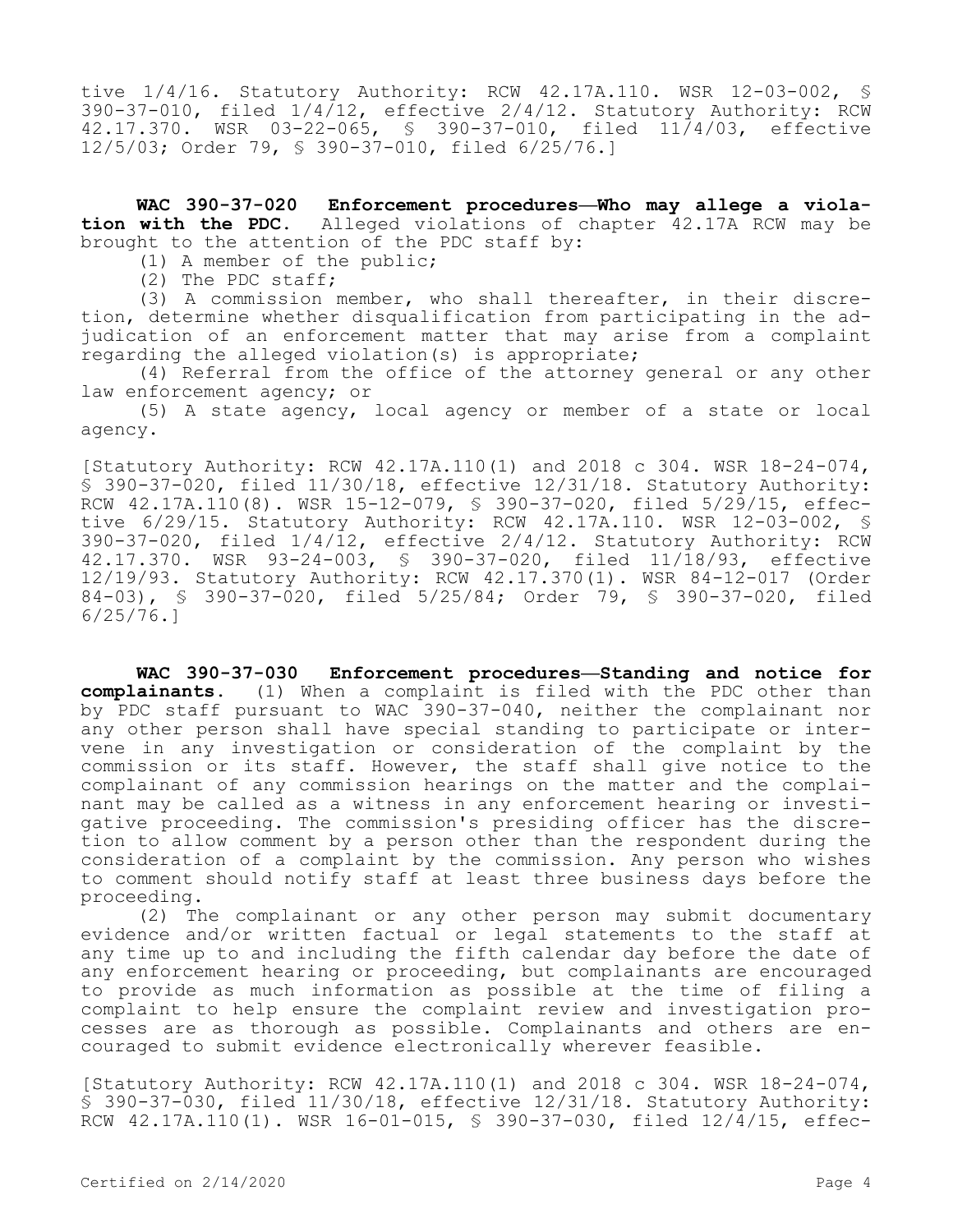tive 1/4/16. Statutory Authority: RCW 42.17A.110. WSR 12-03-002, § 390-37-010, filed 1/4/12, effective 2/4/12. Statutory Authority: RCW 42.17.370. WSR 03-22-065, § 390-37-010, filed 11/4/03, effective 12/5/03; Order 79, § 390-37-010, filed 6/25/76.]

**WAC 390-37-020 Enforcement procedures—Who may allege a violation with the PDC.** Alleged violations of chapter 42.17A RCW may be brought to the attention of the PDC staff by:

(1) A member of the public;

(2) The PDC staff;

(3) A commission member, who shall thereafter, in their discretion, determine whether disqualification from participating in the adjudication of an enforcement matter that may arise from a complaint regarding the alleged violation(s) is appropriate;

(4) Referral from the office of the attorney general or any other law enforcement agency; or

(5) A state agency, local agency or member of a state or local agency.

[Statutory Authority: RCW 42.17A.110(1) and 2018 c 304. WSR 18-24-074, § 390-37-020, filed 11/30/18, effective 12/31/18. Statutory Authority: RCW 42.17A.110(8). WSR 15-12-079, § 390-37-020, filed 5/29/15, effective 6/29/15. Statutory Authority: RCW 42.17A.110. WSR 12-03-002, § 390-37-020, filed 1/4/12, effective 2/4/12. Statutory Authority: RCW 42.17.370. WSR 93-24-003, § 390-37-020, filed 11/18/93, effective 12/19/93. Statutory Authority: RCW 42.17.370(1). WSR 84-12-017 (Order 84-03), § 390-37-020, filed 5/25/84; Order 79, § 390-37-020, filed 6/25/76.]

**WAC 390-37-030 Enforcement procedures—Standing and notice for complainants.** (1) When a complaint is filed with the PDC other than by PDC staff pursuant to WAC 390-37-040, neither the complainant nor any other person shall have special standing to participate or intervene in any investigation or consideration of the complaint by the commission or its staff. However, the staff shall give notice to the complainant of any commission hearings on the matter and the complainant may be called as a witness in any enforcement hearing or investigative proceeding. The commission's presiding officer has the discretion to allow comment by a person other than the respondent during the consideration of a complaint by the commission. Any person who wishes to comment should notify staff at least three business days before the proceeding.

(2) The complainant or any other person may submit documentary evidence and/or written factual or legal statements to the staff at any time up to and including the fifth calendar day before the date of any enforcement hearing or proceeding, but complainants are encouraged to provide as much information as possible at the time of filing a complaint to help ensure the complaint review and investigation processes are as thorough as possible. Complainants and others are encouraged to submit evidence electronically wherever feasible.

[Statutory Authority: RCW 42.17A.110(1) and 2018 c 304. WSR 18-24-074, § 390-37-030, filed 11/30/18, effective 12/31/18. Statutory Authority: RCW 42.17A.110(1). WSR 16-01-015, § 390-37-030, filed 12/4/15, effec-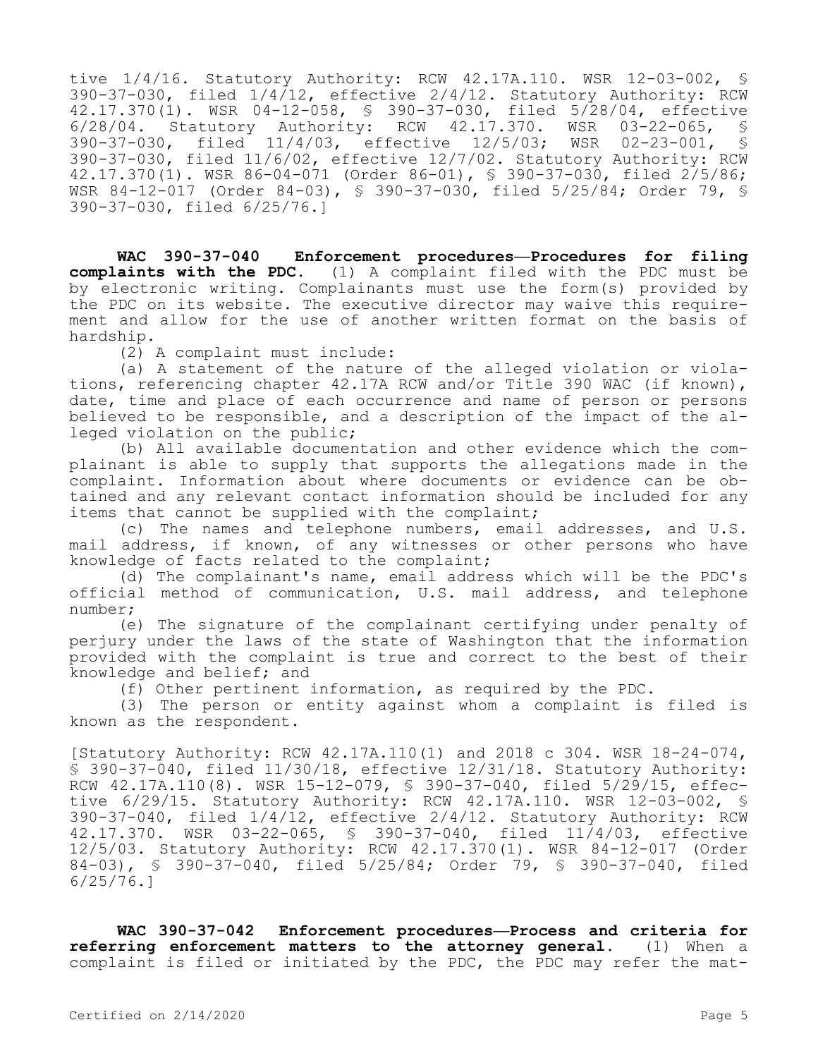tive 1/4/16. Statutory Authority: RCW 42.17A.110. WSR 12-03-002, § 390-37-030, filed 1/4/12, effective 2/4/12. Statutory Authority: RCW 42.17.370(1). WSR 04-12-058, § 390-37-030, filed 5/28/04, effective 6/28/04. Statutory Authority: RCW 42.17.370. WSR 03-22-065, § 390-37-030, filed 11/4/03, effective 12/5/03; WSR 02-23-001, § 390-37-030, filed 11/6/02, effective 12/7/02. Statutory Authority: RCW 42.17.370(1). WSR 86-04-071 (Order 86-01), § 390-37-030, filed 2/5/86; WSR 84-12-017 (Order 84-03), § 390-37-030, filed 5/25/84; Order 79, § 390-37-030, filed 6/25/76.]

**WAC 390-37-040 Enforcement procedures—Procedures for filing complaints with the PDC.** (1) A complaint filed with the PDC must be by electronic writing. Complainants must use the form(s) provided by the PDC on its website. The executive director may waive this requirement and allow for the use of another written format on the basis of hardship.

(2) A complaint must include:

(a) A statement of the nature of the alleged violation or violations, referencing chapter 42.17A RCW and/or Title 390 WAC (if known), date, time and place of each occurrence and name of person or persons believed to be responsible, and a description of the impact of the alleged violation on the public;

(b) All available documentation and other evidence which the complainant is able to supply that supports the allegations made in the complaint. Information about where documents or evidence can be obtained and any relevant contact information should be included for any items that cannot be supplied with the complaint;

(c) The names and telephone numbers, email addresses, and U.S. mail address, if known, of any witnesses or other persons who have knowledge of facts related to the complaint;

(d) The complainant's name, email address which will be the PDC's official method of communication, U.S. mail address, and telephone number;

(e) The signature of the complainant certifying under penalty of perjury under the laws of the state of Washington that the information provided with the complaint is true and correct to the best of their knowledge and belief; and

(f) Other pertinent information, as required by the PDC.

(3) The person or entity against whom a complaint is filed is known as the respondent.

[Statutory Authority: RCW 42.17A.110(1) and 2018 c 304. WSR 18-24-074, § 390-37-040, filed 11/30/18, effective 12/31/18. Statutory Authority: RCW 42.17A.110(8). WSR 15-12-079, § 390-37-040, filed 5/29/15, effective 6/29/15. Statutory Authority: RCW 42.17A.110. WSR 12-03-002, § 390-37-040, filed 1/4/12, effective 2/4/12. Statutory Authority: RCW 42.17.370. WSR 03-22-065, § 390-37-040, filed 11/4/03, effective 12/5/03. Statutory Authority: RCW 42.17.370(1). WSR 84-12-017 (Order 84-03), § 390-37-040, filed 5/25/84; Order 79, § 390-37-040, filed 6/25/76.]

**WAC 390-37-042 Enforcement procedures—Process and criteria for referring enforcement matters to the attorney general.** (1) When a complaint is filed or initiated by the PDC, the PDC may refer the mat-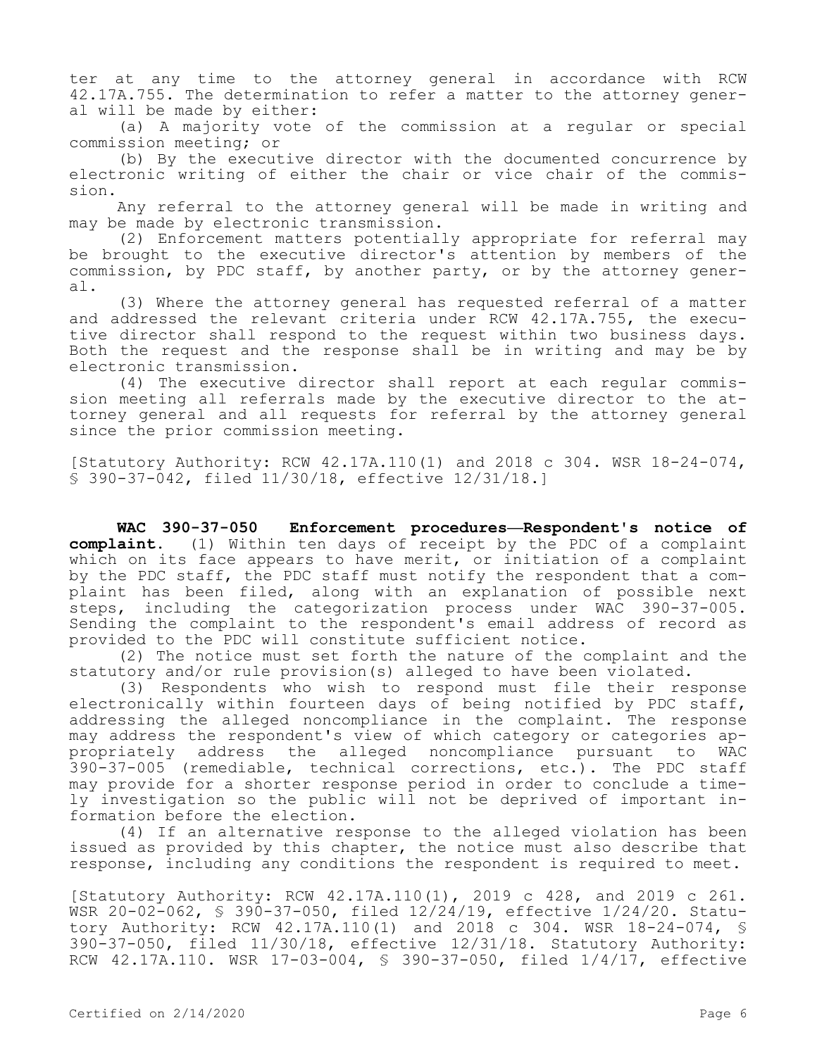ter at any time to the attorney general in accordance with RCW 42.17A.755. The determination to refer a matter to the attorney general will be made by either:

(a) A majority vote of the commission at a regular or special commission meeting; or

(b) By the executive director with the documented concurrence by electronic writing of either the chair or vice chair of the commission.

Any referral to the attorney general will be made in writing and may be made by electronic transmission.

(2) Enforcement matters potentially appropriate for referral may be brought to the executive director's attention by members of the commission, by PDC staff, by another party, or by the attorney general.

(3) Where the attorney general has requested referral of a matter and addressed the relevant criteria under RCW 42.17A.755, the executive director shall respond to the request within two business days. Both the request and the response shall be in writing and may be by electronic transmission.

(4) The executive director shall report at each regular commission meeting all referrals made by the executive director to the attorney general and all requests for referral by the attorney general since the prior commission meeting.

[Statutory Authority: RCW 42.17A.110(1) and 2018 c 304. WSR 18-24-074, § 390-37-042, filed 11/30/18, effective 12/31/18.]

**WAC 390-37-050 Enforcement procedures—Respondent's notice of complaint.** (1) Within ten days of receipt by the PDC of a complaint which on its face appears to have merit, or initiation of a complaint by the PDC staff, the PDC staff must notify the respondent that a complaint has been filed, along with an explanation of possible next steps, including the categorization process under WAC 390-37-005. Sending the complaint to the respondent's email address of record as provided to the PDC will constitute sufficient notice.

(2) The notice must set forth the nature of the complaint and the statutory and/or rule provision(s) alleged to have been violated.

(3) Respondents who wish to respond must file their response electronically within fourteen days of being notified by PDC staff, addressing the alleged noncompliance in the complaint. The response may address the respondent's view of which category or categories appropriately address the alleged noncompliance pursuant to WAC 390-37-005 (remediable, technical corrections, etc.). The PDC staff may provide for a shorter response period in order to conclude a timely investigation so the public will not be deprived of important information before the election.

(4) If an alternative response to the alleged violation has been issued as provided by this chapter, the notice must also describe that response, including any conditions the respondent is required to meet.

[Statutory Authority: RCW 42.17A.110(1), 2019 c 428, and 2019 c 261. WSR 20-02-062, § 390-37-050, filed 12/24/19, effective 1/24/20. Statutory Authority: RCW 42.17A.110(1) and 2018 c 304. WSR 18-24-074, § 390-37-050, filed 11/30/18, effective 12/31/18. Statutory Authority: RCW 42.17A.110. WSR 17-03-004, § 390-37-050, filed 1/4/17, effective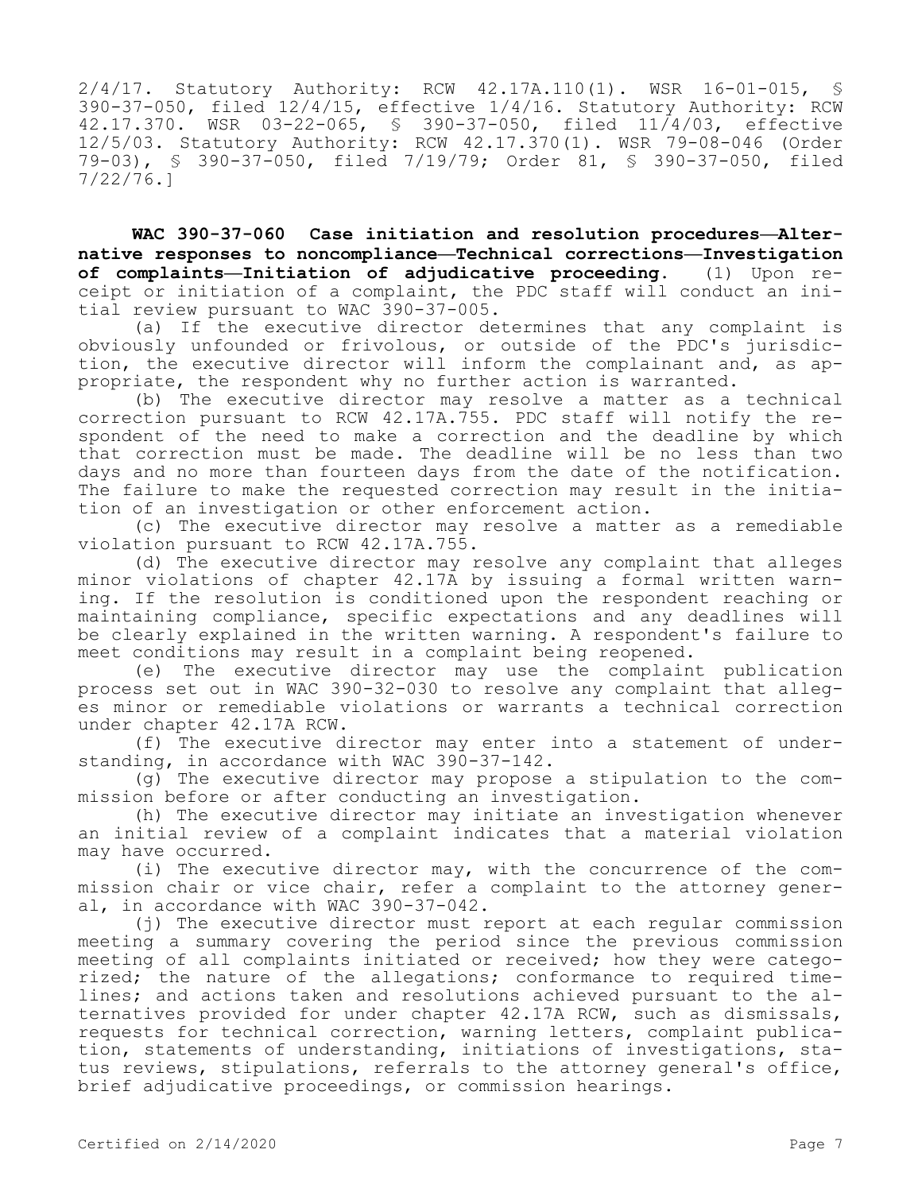2/4/17. Statutory Authority: RCW 42.17A.110(1). WSR 16-01-015, § 390-37-050, filed 12/4/15, effective 1/4/16. Statutory Authority: RCW 42.17.370. WSR 03-22-065, § 390-37-050, filed 11/4/03, effective 12/5/03. Statutory Authority: RCW 42.17.370(1). WSR 79-08-046 (Order 79-03), § 390-37-050, filed 7/19/79; Order 81, § 390-37-050, filed 7/22/76.]

**WAC 390-37-060 Case initiation and resolution procedures—Alternative responses to noncompliance—Technical corrections—Investigation of complaints—Initiation of adjudicative proceeding.** (1) Upon receipt or initiation of a complaint, the PDC staff will conduct an initial review pursuant to WAC 390-37-005.

(a) If the executive director determines that any complaint is obviously unfounded or frivolous, or outside of the PDC's jurisdiction, the executive director will inform the complainant and, as appropriate, the respondent why no further action is warranted.

(b) The executive director may resolve a matter as a technical correction pursuant to RCW 42.17A.755. PDC staff will notify the respondent of the need to make a correction and the deadline by which that correction must be made. The deadline will be no less than two days and no more than fourteen days from the date of the notification. The failure to make the requested correction may result in the initiation of an investigation or other enforcement action.

(c) The executive director may resolve a matter as a remediable violation pursuant to RCW 42.17A.755.

(d) The executive director may resolve any complaint that alleges minor violations of chapter 42.17A by issuing a formal written warning. If the resolution is conditioned upon the respondent reaching or maintaining compliance, specific expectations and any deadlines will be clearly explained in the written warning. A respondent's failure to meet conditions may result in a complaint being reopened.

(e) The executive director may use the complaint publication process set out in WAC 390-32-030 to resolve any complaint that alleges minor or remediable violations or warrants a technical correction under chapter 42.17A RCW.

(f) The executive director may enter into a statement of understanding, in accordance with WAC 390-37-142.

(g) The executive director may propose a stipulation to the commission before or after conducting an investigation.

(h) The executive director may initiate an investigation whenever an initial review of a complaint indicates that a material violation may have occurred.

(i) The executive director may, with the concurrence of the commission chair or vice chair, refer a complaint to the attorney general, in accordance with WAC 390-37-042.

(j) The executive director must report at each regular commission meeting a summary covering the period since the previous commission meeting of all complaints initiated or received; how they were categorized; the nature of the allegations; conformance to required timelines; and actions taken and resolutions achieved pursuant to the alternatives provided for under chapter 42.17A RCW, such as dismissals, requests for technical correction, warning letters, complaint publication, statements of understanding, initiations of investigations, status reviews, stipulations, referrals to the attorney general's office, brief adjudicative proceedings, or commission hearings.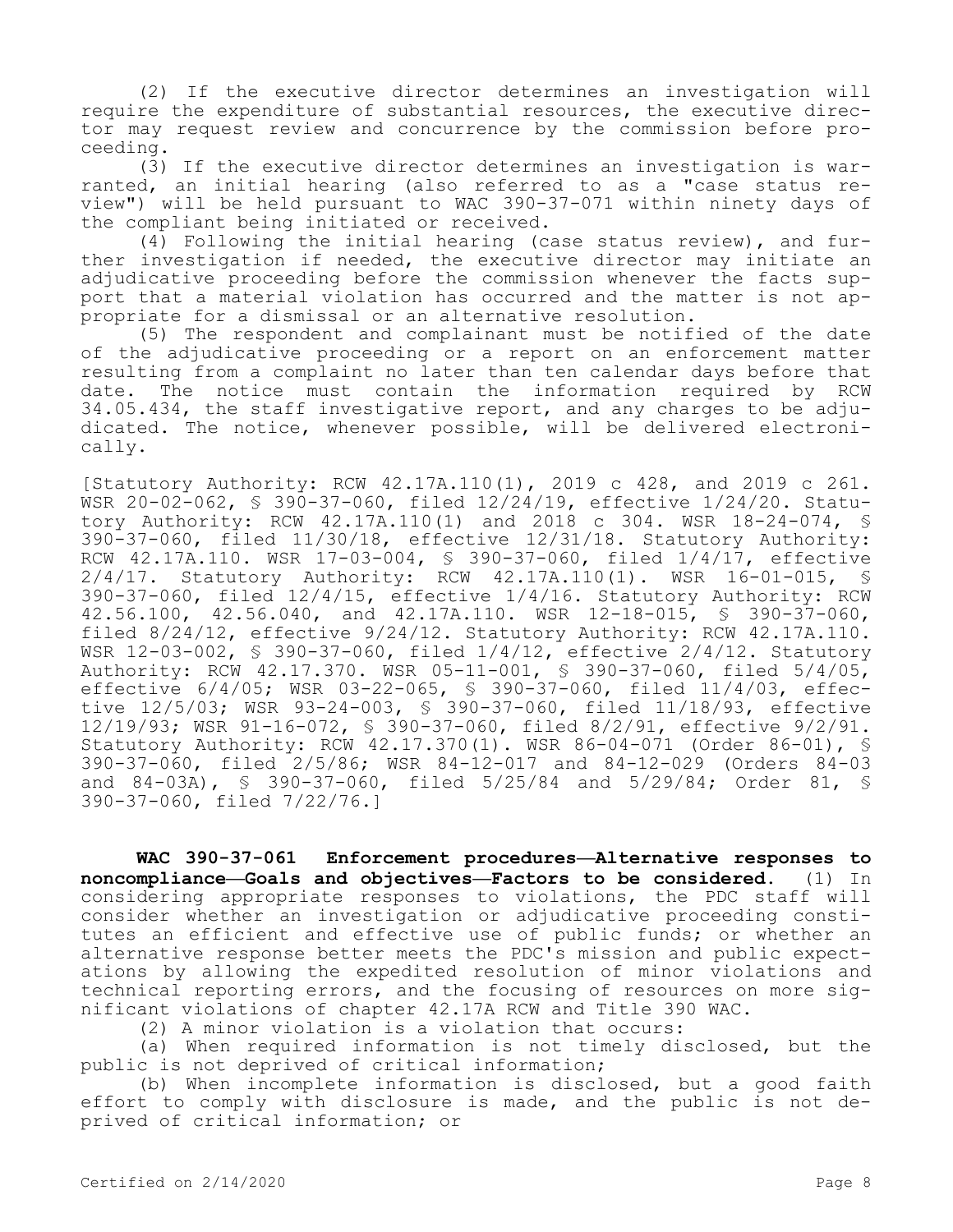(2) If the executive director determines an investigation will require the expenditure of substantial resources, the executive director may request review and concurrence by the commission before proceeding.

(3) If the executive director determines an investigation is warranted, an initial hearing (also referred to as a "case status review") will be held pursuant to WAC 390-37-071 within ninety days of the compliant being initiated or received.

(4) Following the initial hearing (case status review), and further investigation if needed, the executive director may initiate an adjudicative proceeding before the commission whenever the facts support that a material violation has occurred and the matter is not appropriate for a dismissal or an alternative resolution.

(5) The respondent and complainant must be notified of the date of the adjudicative proceeding or a report on an enforcement matter resulting from a complaint no later than ten calendar days before that date. The notice must contain the information required by RCW 34.05.434, the staff investigative report, and any charges to be adjudicated. The notice, whenever possible, will be delivered electronically.

[Statutory Authority: RCW 42.17A.110(1), 2019 c 428, and 2019 c 261. WSR 20-02-062, § 390-37-060, filed 12/24/19, effective 1/24/20. Statutory Authority: RCW 42.17A.110(1) and 2018 c 304. WSR 18-24-074, § 390-37-060, filed 11/30/18, effective 12/31/18. Statutory Authority: RCW 42.17A.110. WSR 17-03-004, § 390-37-060, filed 1/4/17, effective 2/4/17. Statutory Authority: RCW 42.17A.110(1). WSR 16-01-015, § 390-37-060, filed 12/4/15, effective 1/4/16. Statutory Authority: RCW 42.56.100, 42.56.040, and 42.17A.110. WSR 12-18-015, § 390-37-060, filed 8/24/12, effective 9/24/12. Statutory Authority: RCW 42.17A.110. WSR 12-03-002, § 390-37-060, filed 1/4/12, effective 2/4/12. Statutory Authority: RCW 42.17.370. WSR 05-11-001, § 390-37-060, filed 5/4/05, effective 6/4/05; WSR 03-22-065, § 390-37-060, filed 11/4/03, effective 12/5/03; WSR 93-24-003, § 390-37-060, filed 11/18/93, effective 12/19/93; WSR 91-16-072, § 390-37-060, filed 8/2/91, effective 9/2/91. Statutory Authority: RCW 42.17.370(1). WSR 86-04-071 (Order 86-01), § 390-37-060, filed 2/5/86; WSR 84-12-017 and 84-12-029 (Orders 84-03 and 84-03A), § 390-37-060, filed 5/25/84 and 5/29/84; Order 81, § 390-37-060, filed 7/22/76.]

**WAC 390-37-061 Enforcement procedures—Alternative responses to noncompliance—Goals and objectives—Factors to be considered.** (1) In considering appropriate responses to violations, the PDC staff will consider whether an investigation or adjudicative proceeding constitutes an efficient and effective use of public funds; or whether an alternative response better meets the PDC's mission and public expectations by allowing the expedited resolution of minor violations and technical reporting errors, and the focusing of resources on more significant violations of chapter 42.17A RCW and Title 390 WAC.

(2) A minor violation is a violation that occurs:

(a) When required information is not timely disclosed, but the public is not deprived of critical information;

(b) When incomplete information is disclosed, but a good faith effort to comply with disclosure is made, and the public is not deprived of critical information; or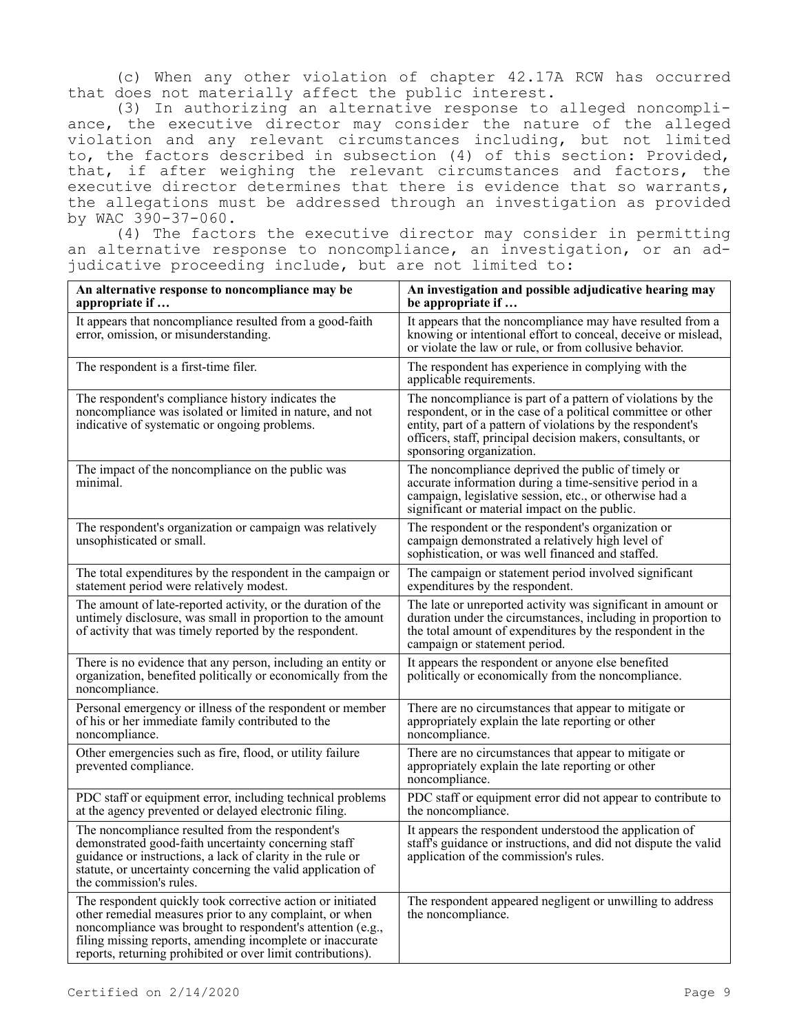(c) When any other violation of chapter 42.17A RCW has occurred that does not materially affect the public interest.

(3) In authorizing an alternative response to alleged noncompliance, the executive director may consider the nature of the alleged violation and any relevant circumstances including, but not limited to, the factors described in subsection (4) of this section: Provided, that, if after weighing the relevant circumstances and factors, the executive director determines that there is evidence that so warrants, the allegations must be addressed through an investigation as provided by WAC 390-37-060.

(4) The factors the executive director may consider in permitting an alternative response to noncompliance, an investigation, or an adjudicative proceeding include, but are not limited to:

| An alternative response to noncompliance may be appropriate if … | An investigation and possible adjudicative hearing may be appropriate if … |
|---|---|
| It appears that noncompliance resulted from a good-faith error, omission, or misunderstanding. | It appears that the noncompliance may have resulted from a knowing or intentional effort to conceal, deceive or mislead, or violate the law or rule, or from collusive behavior. |
| The respondent is a first-time filer. | The respondent has experience in complying with the applicable requirements. |
| The respondent's compliance history indicates the noncompliance was isolated or limited in nature, and not indicative of systematic or ongoing problems. | The noncompliance is part of a pattern of violations by the respondent, or in the case of a political committee or other entity, part of a pattern of violations by the respondent's officers, staff, principal decision makers, consultants, or sponsoring organization. |
| The impact of the noncompliance on the public was minimal. | The noncompliance deprived the public of timely or accurate information during a time-sensitive period in a campaign, legislative session, etc., or otherwise had a significant or material impact on the public. |
| The respondent's organization or campaign was relatively unsophisticated or small. | The respondent or the respondent's organization or campaign demonstrated a relatively high level of sophistication, or was well financed and staffed. |
| The total expenditures by the respondent in the campaign or statement period were relatively modest. | The campaign or statement period involved significant expenditures by the respondent. |
| The amount of late-reported activity, or the duration of the untimely disclosure, was small in proportion to the amount of activity that was timely reported by the respondent. | The late or unreported activity was significant in amount or duration under the circumstances, including in proportion to the total amount of expenditures by the respondent in the campaign or statement period. |
| There is no evidence that any person, including an entity or organization, benefited politically or economically from the noncompliance. | It appears the respondent or anyone else benefited politically or economically from the noncompliance. |
| Personal emergency or illness of the respondent or member of his or her immediate family contributed to the noncompliance. | There are no circumstances that appear to mitigate or appropriately explain the late reporting or other noncompliance. |
| Other emergencies such as fire, flood, or utility failure prevented compliance. | There are no circumstances that appear to mitigate or appropriately explain the late reporting or other noncompliance. |
| PDC staff or equipment error, including technical problems at the agency prevented or delayed electronic filing. | PDC staff or equipment error did not appear to contribute to the noncompliance. |
| The noncompliance resulted from the respondent's demonstrated good-faith uncertainty concerning staff guidance or instructions, a lack of clarity in the rule or statute, or uncertainty concerning the valid application of the commission's rules. | It appears the respondent understood the application of staff's guidance or instructions, and did not dispute the valid application of the commission's rules. |
| The respondent quickly took corrective action or initiated other remedial measures prior to any complaint, or when noncompliance was brought to respondent's attention (e.g., filing missing reports, amending incomplete or inaccurate reports, returning prohibited or over limit contributions). | The respondent appeared negligent or unwilling to address the noncompliance. |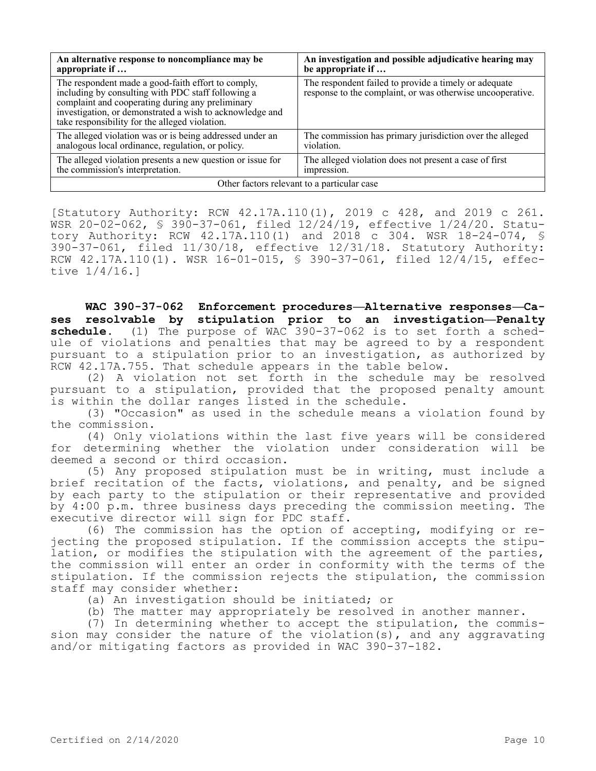| An alternative response to noncompliance may be appropriate if … | An investigation and possible adjudicative hearing may be appropriate if … |
|---|---|
| The respondent made a good-faith effort to comply, including by consulting with PDC staff following a complaint and cooperating during any preliminary investigation, or demonstrated a wish to acknowledge and take responsibility for the alleged violation. | The respondent failed to provide a timely or adequate response to the complaint, or was otherwise uncooperative. |
| The alleged violation was or is being addressed under an analogous local ordinance, regulation, or policy. | The commission has primary jurisdiction over the alleged violation. |
| The alleged violation presents a new question or issue for the commission's interpretation. | The alleged violation does not present a case of first impression. |
| Other factors relevant to a particular case | |

[Statutory Authority: RCW 42.17A.110(1), 2019 c 428, and 2019 c 261. WSR 20-02-062, § 390-37-061, filed 12/24/19, effective 1/24/20. Statutory Authority: RCW 42.17A.110(1) and 2018 c 304. WSR 18-24-074, § 390-37-061, filed 11/30/18, effective 12/31/18. Statutory Authority: RCW 42.17A.110(1). WSR 16-01-015, § 390-37-061, filed 12/4/15, effective 1/4/16.]

**WAC 390-37-062 Enforcement procedures—Alternative responses—Cases resolvable by stipulation prior to an investigation—Penalty schedule.** (1) The purpose of WAC 390-37-062 is to set forth a schedule of violations and penalties that may be agreed to by a respondent pursuant to a stipulation prior to an investigation, as authorized by RCW 42.17A.755. That schedule appears in the table below.

(2) A violation not set forth in the schedule may be resolved pursuant to a stipulation, provided that the proposed penalty amount is within the dollar ranges listed in the schedule.

(3) "Occasion" as used in the schedule means a violation found by the commission.

(4) Only violations within the last five years will be considered for determining whether the violation under consideration will be deemed a second or third occasion.

(5) Any proposed stipulation must be in writing, must include a brief recitation of the facts, violations, and penalty, and be signed by each party to the stipulation or their representative and provided by 4:00 p.m. three business days preceding the commission meeting. The executive director will sign for PDC staff.

(6) The commission has the option of accepting, modifying or rejecting the proposed stipulation. If the commission accepts the stipulation, or modifies the stipulation with the agreement of the parties, the commission will enter an order in conformity with the terms of the stipulation. If the commission rejects the stipulation, the commission staff may consider whether:

(a) An investigation should be initiated; or

(b) The matter may appropriately be resolved in another manner.

(7) In determining whether to accept the stipulation, the commission may consider the nature of the violation(s), and any aggravating and/or mitigating factors as provided in WAC 390-37-182.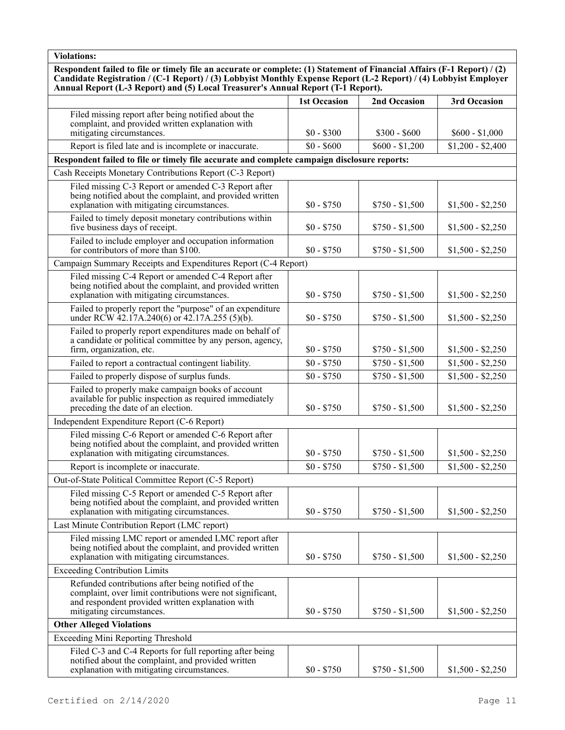| Violations: | | | |
| --- | --- | --- | --- |
| **Respondent failed to file or timely file an accurate or complete: (1) Statement of Financial Affairs (F-1 Report) / (2) Candidate Registration / (C-1 Report) / (3) Lobbyist Monthly Expense Report (L-2 Report) / (4) Lobbyist Employer Annual Report (L-3 Report) and (5) Local Treasurer's Annual Report (T-1 Report).** | | | |
| | **1st Occasion** | **2nd Occasion** | **3rd Occasion** |
| Filed missing report after being notified about the complaint, and provided written explanation with mitigating circumstances. | $0 - $300 | $300 - $600 | $600 - $1,000 |
| Report is filed late and is incomplete or inaccurate. | $0 - $600 | $600 - $1,200 | $1,200 - $2,400 |
| **Respondent failed to file or timely file accurate and complete campaign disclosure reports:** | | | |
| Cash Receipts Monetary Contributions Report (C-3 Report) | | | |
| Filed missing C-3 Report or amended C-3 Report after being notified about the complaint, and provided written explanation with mitigating circumstances. | $0 - $750 | $750 - $1,500 | $1,500 - $2,250 |
| Failed to timely deposit monetary contributions within five business days of receipt. | $0 - $750 | $750 - $1,500 | $1,500 - $2,250 |
| Failed to include employer and occupation information for contributors of more than $100. | $0 - $750 | $750 - $1,500 | $1,500 - $2,250 |
| Campaign Summary Receipts and Expenditures Report (C-4 Report) | | | |
| Filed missing C-4 Report or amended C-4 Report after being notified about the complaint, and provided written explanation with mitigating circumstances. | $0 - $750 | $750 - $1,500 | $1,500 - $2,250 |
| Failed to properly report the "purpose" of an expenditure under RCW 42.17A.240(6) or 42.17A.255 (5)(b). | $0 - $750 | $750 - $1,500 | $1,500 - $2,250 |
| Failed to properly report expenditures made on behalf of a candidate or political committee by any person, agency, firm, organization, etc. | $0 - $750 | $750 - $1,500 | $1,500 - $2,250 |
| Failed to report a contractual contingent liability. | $0 - $750 | $750 - $1,500 | $1,500 - $2,250 |
| Failed to properly dispose of surplus funds. | $0 - $750 | $750 - $1,500 | $1,500 - $2,250 |
| Failed to properly make campaign books of account available for public inspection as required immediately preceding the date of an election. | $0 - $750 | $750 - $1,500 | $1,500 - $2,250 |
| Independent Expenditure Report (C-6 Report) | | | |
| Filed missing C-6 Report or amended C-6 Report after being notified about the complaint, and provided written explanation with mitigating circumstances. | $0 - $750 | $750 - $1,500 | $1,500 - $2,250 |
| Report is incomplete or inaccurate. | $0 - $750 | $750 - $1,500 | $1,500 - $2,250 |
| Out-of-State Political Committee Report (C-5 Report) | | | |
| Filed missing C-5 Report or amended C-5 Report after being notified about the complaint, and provided written explanation with mitigating circumstances. | $0 - $750 | $750 - $1,500 | $1,500 - $2,250 |
| Last Minute Contribution Report (LMC report) | | | |
| Filed missing LMC report or amended LMC report after being notified about the complaint, and provided written explanation with mitigating circumstances. | $0 - $750 | $750 - $1,500 | $1,500 - $2,250 |
| Exceeding Contribution Limits | | | |
| Refunded contributions after being notified of the complaint, over limit contributions were not significant, and respondent provided written explanation with mitigating circumstances. | $0 - $750 | $750 - $1,500 | $1,500 - $2,250 |
| **Other Alleged Violations** | | | |
| Exceeding Mini Reporting Threshold | | | |
| Filed C-3 and C-4 Reports for full reporting after being notified about the complaint, and provided written explanation with mitigating circumstances. | $0 - $750 | $750 - $1,500 | $1,500 - $2,250 |

Certified on 2/14/2020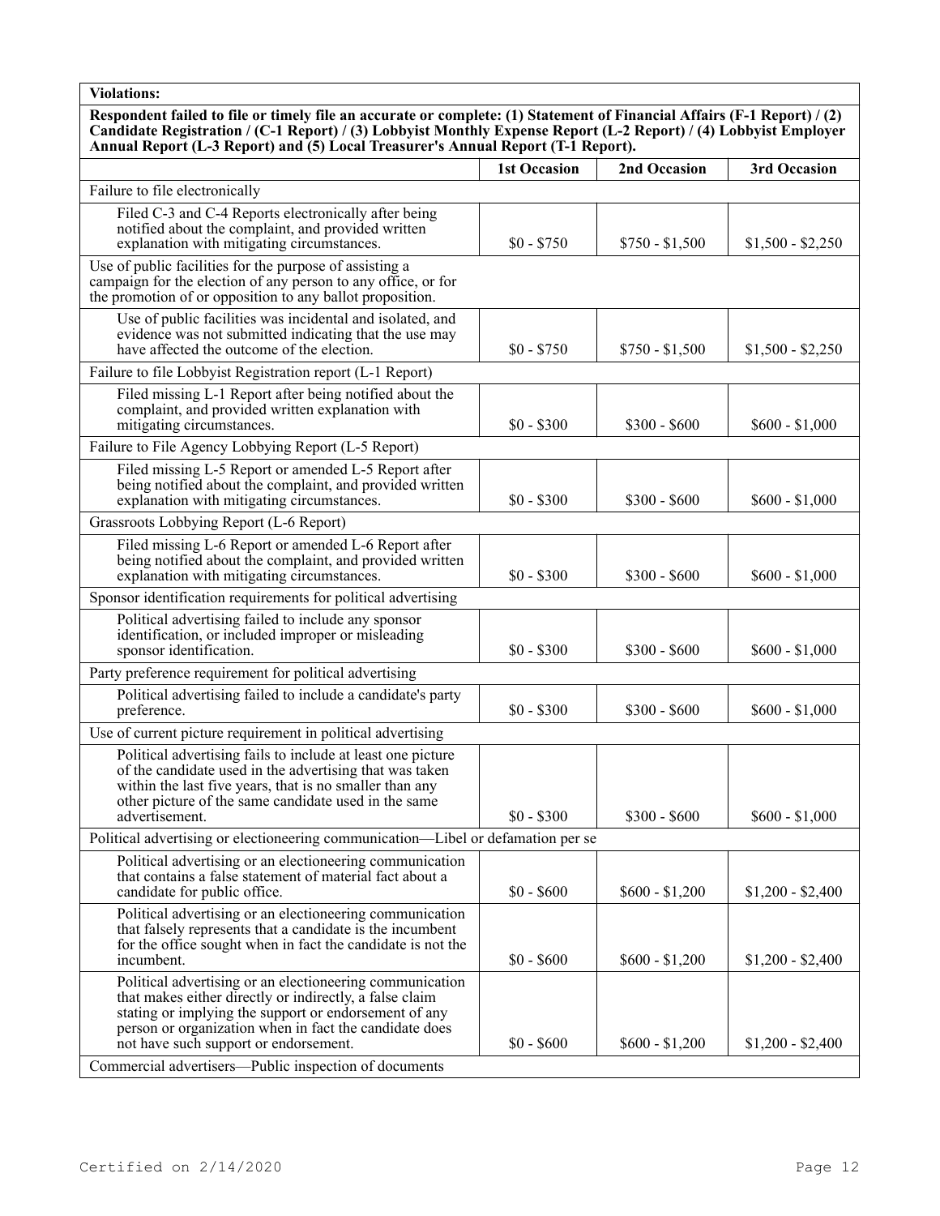| Violations: | | | |
|---|---|---|---|
| **Respondent failed to file or timely file an accurate or complete: (1) Statement of Financial Affairs (F-1 Report) / (2) Candidate Registration / (C-1 Report) / (3) Lobbyist Monthly Expense Report (L-2 Report) / (4) Lobbyist Employer Annual Report (L-3 Report) and (5) Local Treasurer's Annual Report (T-1 Report).** | | | |
| | **1st Occasion** | **2nd Occasion** | **3rd Occasion** |
| Failure to file electronically | | | |
| Filed C-3 and C-4 Reports electronically after being notified about the complaint, and provided written explanation with mitigating circumstances. | $0 - $750 | $750 - $1,500 | $1,500 - $2,250 |
| Use of public facilities for the purpose of assisting a campaign for the election of any person to any office, or for the promotion of or opposition to any ballot proposition. | | | |
| Use of public facilities was incidental and isolated, and evidence was not submitted indicating that the use may have affected the outcome of the election. | $0 - $750 | $750 - $1,500 | $1,500 - $2,250 |
| Failure to file Lobbyist Registration report (L-1 Report) | | | |
| Filed missing L-1 Report after being notified about the complaint, and provided written explanation with mitigating circumstances. | $0 - $300 | $300 - $600 | $600 - $1,000 |
| Failure to File Agency Lobbying Report (L-5 Report) | | | |
| Filed missing L-5 Report or amended L-5 Report after being notified about the complaint, and provided written explanation with mitigating circumstances. | $0 - $300 | $300 - $600 | $600 - $1,000 |
| Grassroots Lobbying Report (L-6 Report) | | | |
| Filed missing L-6 Report or amended L-6 Report after being notified about the complaint, and provided written explanation with mitigating circumstances. | $0 - $300 | $300 - $600 | $600 - $1,000 |
| Sponsor identification requirements for political advertising | | | |
| Political advertising failed to include any sponsor identification, or included improper or misleading sponsor identification. | $0 - $300 | $300 - $600 | $600 - $1,000 |
| Party preference requirement for political advertising | | | |
| Political advertising failed to include a candidate's party preference. | $0 - $300 | $300 - $600 | $600 - $1,000 |
| Use of current picture requirement in political advertising | | | |
| Political advertising fails to include at least one picture of the candidate used in the advertising that was taken within the last five years, that is no smaller than any other picture of the same candidate used in the same advertisement. | $0 - $300 | $300 - $600 | $600 - $1,000 |
| Political advertising or electioneering communication—Libel or defamation per se | | | |
| Political advertising or an electioneering communication that contains a false statement of material fact about a candidate for public office. | $0 - $600 | $600 - $1,200 | $1,200 - $2,400 |
| Political advertising or an electioneering communication that falsely represents that a candidate is the incumbent for the office sought when in fact the candidate is not the incumbent. | $0 - $600 | $600 - $1,200 | $1,200 - $2,400 |
| Political advertising or an electioneering communication that makes either directly or indirectly, a false claim stating or implying the support or endorsement of any person or organization when in fact the candidate does not have such support or endorsement. | $0 - $600 | $600 - $1,200 | $1,200 - $2,400 |
| Commercial advertisers—Public inspection of documents | | | |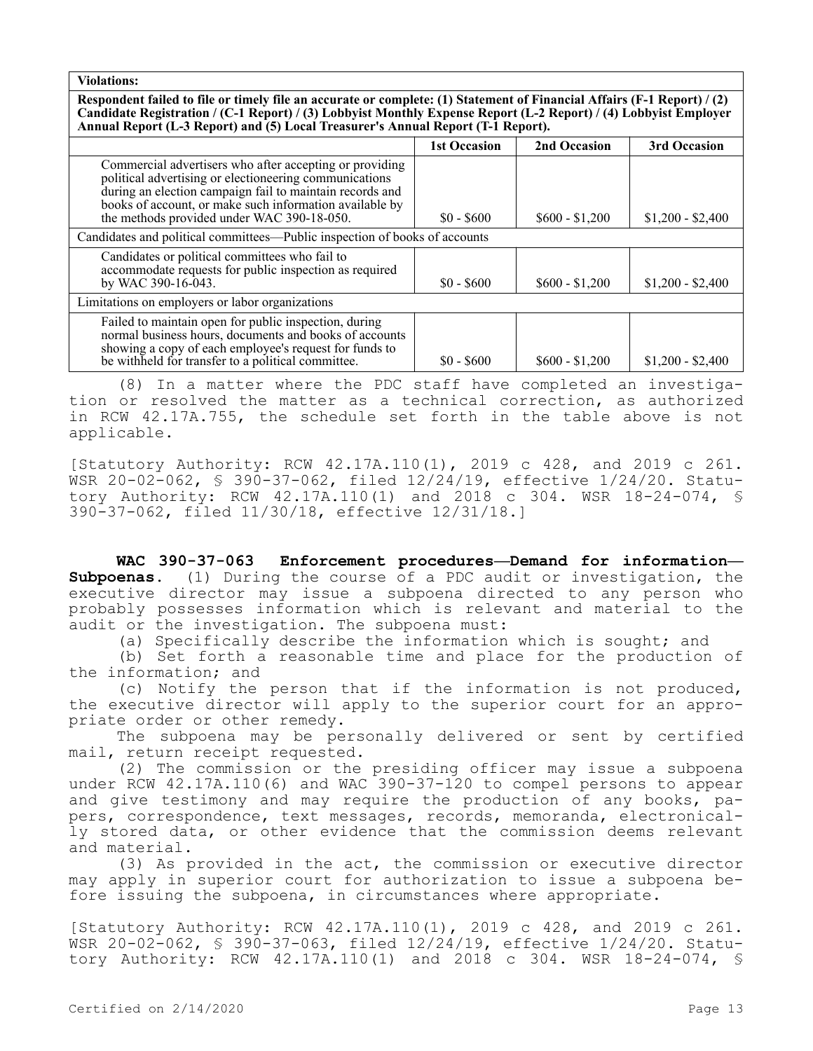| Violations: | | | |
|---|---|---|---|
| **Respondent failed to file or timely file an accurate or complete: (1) Statement of Financial Affairs (F-1 Report) / (2) Candidate Registration / (C-1 Report) / (3) Lobbyist Monthly Expense Report (L-2 Report) / (4) Lobbyist Employer Annual Report (L-3 Report) and (5) Local Treasurer's Annual Report (T-1 Report).** | | | |
| | **1st Occasion** | **2nd Occasion** | **3rd Occasion** |
| Commercial advertisers who after accepting or providing political advertising or electioneering communications during an election campaign fail to maintain records and books of account, or make such information available by the methods provided under WAC 390-18-050. | $0 - $600 | $600 - $1,200 | $1,200 - $2,400 |
| Candidates and political committees—Public inspection of books of accounts | | | |
| Candidates or political committees who fail to accommodate requests for public inspection as required by WAC 390-16-043. | $0 - $600 | $600 - $1,200 | $1,200 - $2,400 |
| Limitations on employers or labor organizations | | | |
| Failed to maintain open for public inspection, during normal business hours, documents and books of accounts showing a copy of each employee's request for funds to be withheld for transfer to a political committee. | $0 - $600 | $600 - $1,200 | $1,200 - $2,400 |

(8) In a matter where the PDC staff have completed an investigation or resolved the matter as a technical correction, as authorized in RCW 42.17A.755, the schedule set forth in the table above is not applicable.

[Statutory Authority: RCW 42.17A.110(1), 2019 c 428, and 2019 c 261. WSR 20-02-062, § 390-37-062, filed 12/24/19, effective 1/24/20. Statutory Authority: RCW 42.17A.110(1) and 2018 c 304. WSR 18-24-074, § 390-37-062, filed 11/30/18, effective 12/31/18.]

**WAC 390-37-063 Enforcement procedures—Demand for information—Subpoenas.** (1) During the course of a PDC audit or investigation, the executive director may issue a subpoena directed to any person who probably possesses information which is relevant and material to the audit or the investigation. The subpoena must:

(a) Specifically describe the information which is sought; and

(b) Set forth a reasonable time and place for the production of the information; and

(c) Notify the person that if the information is not produced, the executive director will apply to the superior court for an appropriate order or other remedy.

The subpoena may be personally delivered or sent by certified mail, return receipt requested.

(2) The commission or the presiding officer may issue a subpoena under RCW 42.17A.110(6) and WAC 390-37-120 to compel persons to appear and give testimony and may require the production of any books, papers, correspondence, text messages, records, memoranda, electronically stored data, or other evidence that the commission deems relevant and material.

(3) As provided in the act, the commission or executive director may apply in superior court for authorization to issue a subpoena before issuing the subpoena, in circumstances where appropriate.

[Statutory Authority: RCW 42.17A.110(1), 2019 c 428, and 2019 c 261. WSR 20-02-062, § 390-37-063, filed 12/24/19, effective 1/24/20. Statutory Authority: RCW 42.17A.110(1) and 2018 c 304. WSR 18-24-074, §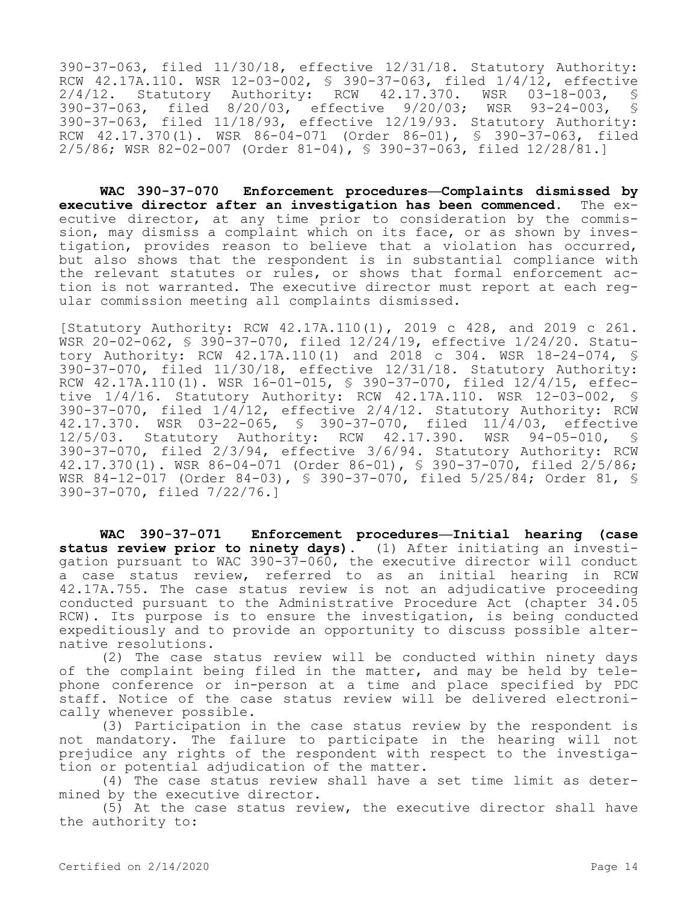390-37-063, filed 11/30/18, effective 12/31/18. Statutory Authority: RCW 42.17A.110. WSR 12-03-002, § 390-37-063, filed 1/4/12, effective 2/4/12. Statutory Authority: RCW 42.17.370. WSR 03-18-003, § 390-37-063, filed 8/20/03, effective 9/20/03; WSR 93-24-003, § 390-37-063, filed 11/18/93, effective 12/19/93. Statutory Authority: RCW 42.17.370(1). WSR 86-04-071 (Order 86-01), § 390-37-063, filed 2/5/86; WSR 82-02-007 (Order 81-04), § 390-37-063, filed 12/28/81.]

**WAC 390-37-070 Enforcement procedures—Complaints dismissed by executive director after an investigation has been commenced.** The executive director, at any time prior to consideration by the commission, may dismiss a complaint which on its face, or as shown by investigation, provides reason to believe that a violation has occurred, but also shows that the respondent is in substantial compliance with the relevant statutes or rules, or shows that formal enforcement action is not warranted. The executive director must report at each regular commission meeting all complaints dismissed.

[Statutory Authority: RCW 42.17A.110(1), 2019 c 428, and 2019 c 261. WSR 20-02-062, § 390-37-070, filed 12/24/19, effective 1/24/20. Statutory Authority: RCW 42.17A.110(1) and 2018 c 304. WSR 18-24-074, § 390-37-070, filed 11/30/18, effective 12/31/18. Statutory Authority: RCW 42.17A.110(1). WSR 16-01-015, § 390-37-070, filed 12/4/15, effective 1/4/16. Statutory Authority: RCW 42.17A.110. WSR 12-03-002, § 390-37-070, filed 1/4/12, effective 2/4/12. Statutory Authority: RCW 42.17.370. WSR 03-22-065, § 390-37-070, filed 11/4/03, effective 12/5/03. Statutory Authority: RCW 42.17.390. WSR 94-05-010, § 390-37-070, filed 2/3/94, effective 3/6/94. Statutory Authority: RCW 42.17.370(1). WSR 86-04-071 (Order 86-01), § 390-37-070, filed 2/5/86; WSR 84-12-017 (Order 84-03), § 390-37-070, filed 5/25/84; Order 81, § 390-37-070, filed 7/22/76.]

**WAC 390-37-071 Enforcement procedures—Initial hearing (case status review prior to ninety days).** (1) After initiating an investigation pursuant to WAC 390-37-060, the executive director will conduct a case status review, referred to as an initial hearing in RCW 42.17A.755. The case status review is not an adjudicative proceeding conducted pursuant to the Administrative Procedure Act (chapter 34.05 RCW). Its purpose is to ensure the investigation, is being conducted expeditiously and to provide an opportunity to discuss possible alternative resolutions.

(2) The case status review will be conducted within ninety days of the complaint being filed in the matter, and may be held by telephone conference or in-person at a time and place specified by PDC staff. Notice of the case status review will be delivered electronically whenever possible.

(3) Participation in the case status review by the respondent is not mandatory. The failure to participate in the hearing will not prejudice any rights of the respondent with respect to the investigation or potential adjudication of the matter.

(4) The case status review shall have a set time limit as determined by the executive director.

(5) At the case status review, the executive director shall have the authority to: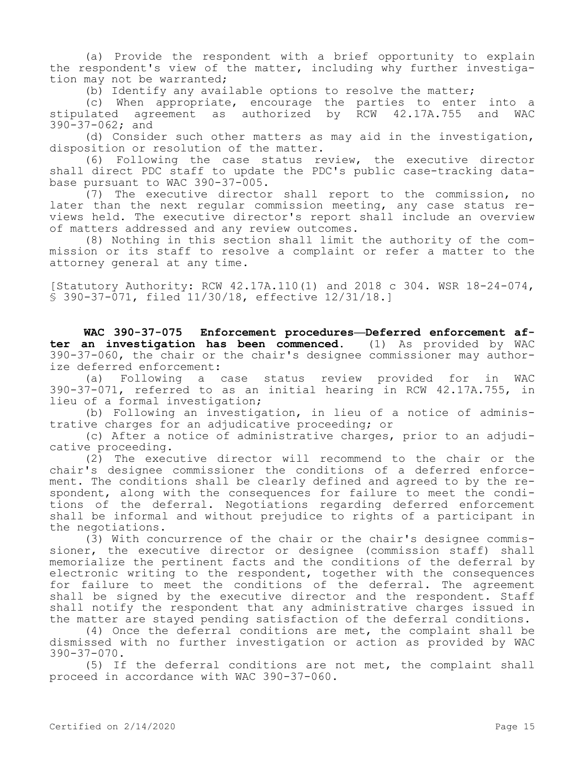(a) Provide the respondent with a brief opportunity to explain the respondent's view of the matter, including why further investigation may not be warranted;

(b) Identify any available options to resolve the matter;

(c) When appropriate, encourage the parties to enter into a stipulated agreement as authorized by RCW 42.17A.755 and WAC 390-37-062; and

(d) Consider such other matters as may aid in the investigation, disposition or resolution of the matter.

(6) Following the case status review, the executive director shall direct PDC staff to update the PDC's public case-tracking database pursuant to WAC 390-37-005.

(7) The executive director shall report to the commission, no later than the next regular commission meeting, any case status reviews held. The executive director's report shall include an overview of matters addressed and any review outcomes.

(8) Nothing in this section shall limit the authority of the commission or its staff to resolve a complaint or refer a matter to the attorney general at any time.

[Statutory Authority: RCW 42.17A.110(1) and 2018 c 304. WSR 18-24-074, § 390-37-071, filed 11/30/18, effective 12/31/18.]

**WAC 390-37-075 Enforcement procedures—Deferred enforcement after an investigation has been commenced.** (1) As provided by WAC 390-37-060, the chair or the chair's designee commissioner may authorize deferred enforcement:

(a) Following a case status review provided for in WAC 390-37-071, referred to as an initial hearing in RCW 42.17A.755, in lieu of a formal investigation;

(b) Following an investigation, in lieu of a notice of administrative charges for an adjudicative proceeding; or

(c) After a notice of administrative charges, prior to an adjudicative proceeding.

(2) The executive director will recommend to the chair or the chair's designee commissioner the conditions of a deferred enforcement. The conditions shall be clearly defined and agreed to by the respondent, along with the consequences for failure to meet the conditions of the deferral. Negotiations regarding deferred enforcement shall be informal and without prejudice to rights of a participant in the negotiations.

(3) With concurrence of the chair or the chair's designee commissioner, the executive director or designee (commission staff) shall memorialize the pertinent facts and the conditions of the deferral by electronic writing to the respondent, together with the consequences for failure to meet the conditions of the deferral. The agreement shall be signed by the executive director and the respondent. Staff shall notify the respondent that any administrative charges issued in the matter are stayed pending satisfaction of the deferral conditions.

(4) Once the deferral conditions are met, the complaint shall be dismissed with no further investigation or action as provided by WAC 390-37-070.

(5) If the deferral conditions are not met, the complaint shall proceed in accordance with WAC 390-37-060.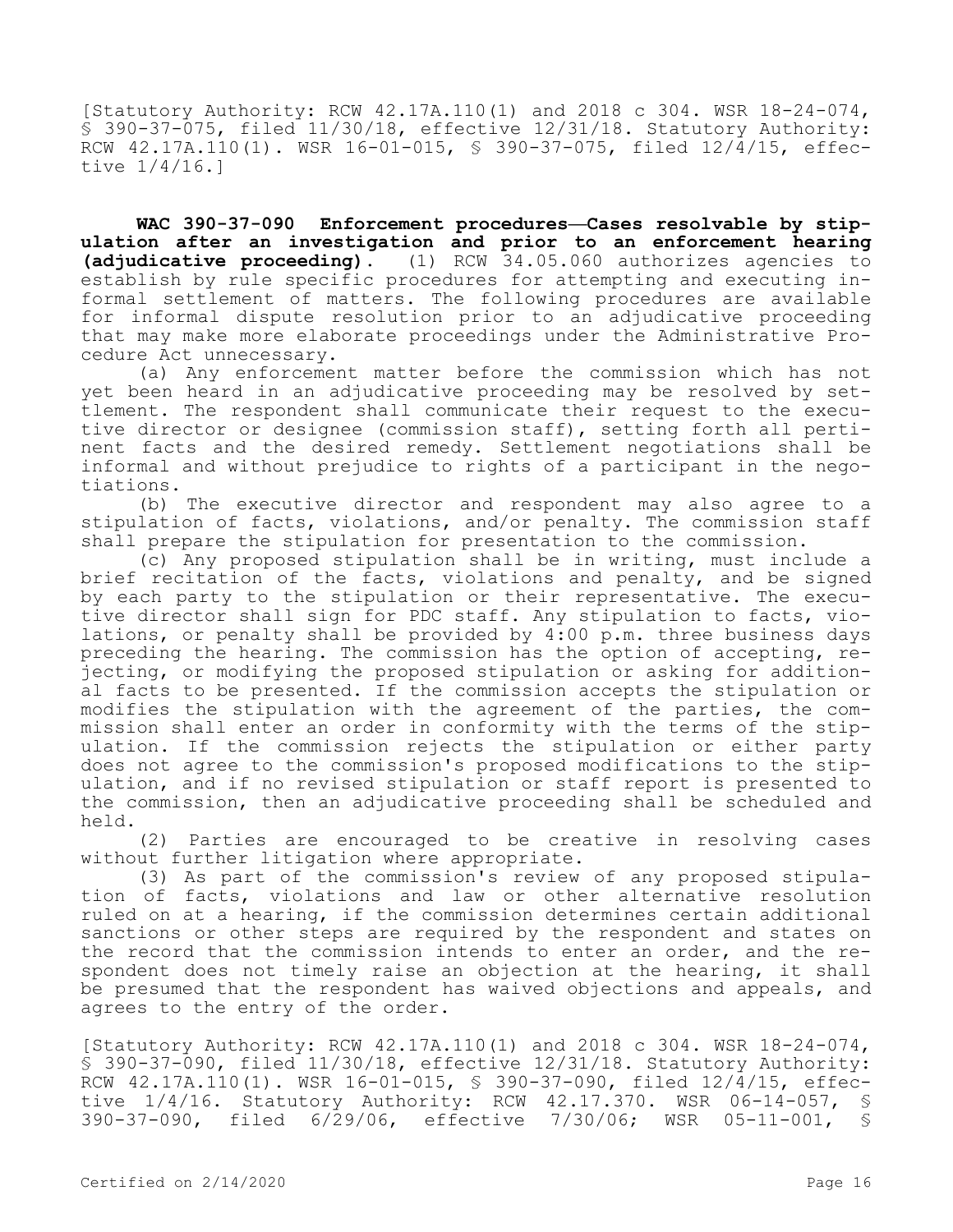[Statutory Authority: RCW 42.17A.110(1) and 2018 c 304. WSR 18-24-074, § 390-37-075, filed 11/30/18, effective 12/31/18. Statutory Authority: RCW 42.17A.110(1). WSR 16-01-015, § 390-37-075, filed 12/4/15, effective 1/4/16.]

**WAC 390-37-090 Enforcement procedures—Cases resolvable by stipulation after an investigation and prior to an enforcement hearing (adjudicative proceeding).** (1) RCW 34.05.060 authorizes agencies to establish by rule specific procedures for attempting and executing informal settlement of matters. The following procedures are available for informal dispute resolution prior to an adjudicative proceeding that may make more elaborate proceedings under the Administrative Procedure Act unnecessary.

(a) Any enforcement matter before the commission which has not yet been heard in an adjudicative proceeding may be resolved by settlement. The respondent shall communicate their request to the executive director or designee (commission staff), setting forth all pertinent facts and the desired remedy. Settlement negotiations shall be informal and without prejudice to rights of a participant in the negotiations.

(b) The executive director and respondent may also agree to a stipulation of facts, violations, and/or penalty. The commission staff shall prepare the stipulation for presentation to the commission.

(c) Any proposed stipulation shall be in writing, must include a brief recitation of the facts, violations and penalty, and be signed by each party to the stipulation or their representative. The executive director shall sign for PDC staff. Any stipulation to facts, violations, or penalty shall be provided by 4:00 p.m. three business days preceding the hearing. The commission has the option of accepting, rejecting, or modifying the proposed stipulation or asking for additional facts to be presented. If the commission accepts the stipulation or modifies the stipulation with the agreement of the parties, the commission shall enter an order in conformity with the terms of the stipulation. If the commission rejects the stipulation or either party does not agree to the commission's proposed modifications to the stipulation, and if no revised stipulation or staff report is presented to the commission, then an adjudicative proceeding shall be scheduled and held.

(2) Parties are encouraged to be creative in resolving cases without further litigation where appropriate.

(3) As part of the commission's review of any proposed stipulation of facts, violations and law or other alternative resolution ruled on at a hearing, if the commission determines certain additional sanctions or other steps are required by the respondent and states on the record that the commission intends to enter an order, and the respondent does not timely raise an objection at the hearing, it shall be presumed that the respondent has waived objections and appeals, and agrees to the entry of the order.

[Statutory Authority: RCW 42.17A.110(1) and 2018 c 304. WSR 18-24-074, § 390-37-090, filed 11/30/18, effective 12/31/18. Statutory Authority: RCW 42.17A.110(1). WSR 16-01-015, § 390-37-090, filed 12/4/15, effective 1/4/16. Statutory Authority: RCW 42.17.370. WSR 06-14-057, § 390-37-090, filed 6/29/06, effective 7/30/06; WSR 05-11-001, §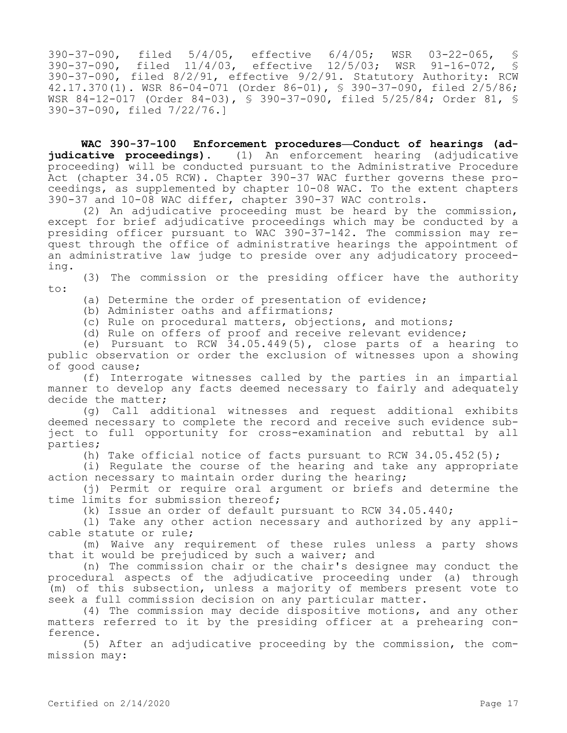390-37-090, filed 5/4/05, effective 6/4/05; WSR 03-22-065, § 390-37-090, filed 11/4/03, effective 12/5/03; WSR 91-16-072, § 390-37-090, filed 8/2/91, effective 9/2/91. Statutory Authority: RCW 42.17.370(1). WSR 86-04-071 (Order 86-01), § 390-37-090, filed 2/5/86; WSR 84-12-017 (Order 84-03), § 390-37-090, filed 5/25/84; Order 81, § 390-37-090, filed 7/22/76.]

**WAC 390-37-100 Enforcement procedures—Conduct of hearings (adjudicative proceedings).** (1) An enforcement hearing (adjudicative proceeding) will be conducted pursuant to the Administrative Procedure Act (chapter 34.05 RCW). Chapter 390-37 WAC further governs these proceedings, as supplemented by chapter 10-08 WAC. To the extent chapters 390-37 and 10-08 WAC differ, chapter 390-37 WAC controls.

(2) An adjudicative proceeding must be heard by the commission, except for brief adjudicative proceedings which may be conducted by a presiding officer pursuant to WAC 390-37-142. The commission may request through the office of administrative hearings the appointment of an administrative law judge to preside over any adjudicatory proceeding.

(3) The commission or the presiding officer have the authority to:

(a) Determine the order of presentation of evidence;

(b) Administer oaths and affirmations;

(c) Rule on procedural matters, objections, and motions;

(d) Rule on offers of proof and receive relevant evidence;

(e) Pursuant to RCW 34.05.449(5), close parts of a hearing to public observation or order the exclusion of witnesses upon a showing of good cause;

(f) Interrogate witnesses called by the parties in an impartial manner to develop any facts deemed necessary to fairly and adequately decide the matter;

(g) Call additional witnesses and request additional exhibits deemed necessary to complete the record and receive such evidence subject to full opportunity for cross-examination and rebuttal by all parties;

(h) Take official notice of facts pursuant to RCW 34.05.452(5);

(i) Regulate the course of the hearing and take any appropriate action necessary to maintain order during the hearing;

(j) Permit or require oral argument or briefs and determine the time limits for submission thereof;

(k) Issue an order of default pursuant to RCW 34.05.440;

(l) Take any other action necessary and authorized by any applicable statute or rule;

(m) Waive any requirement of these rules unless a party shows that it would be prejudiced by such a waiver; and

(n) The commission chair or the chair's designee may conduct the procedural aspects of the adjudicative proceeding under (a) through (m) of this subsection, unless a majority of members present vote to seek a full commission decision on any particular matter.

(4) The commission may decide dispositive motions, and any other matters referred to it by the presiding officer at a prehearing conference.

(5) After an adjudicative proceeding by the commission, the commission may: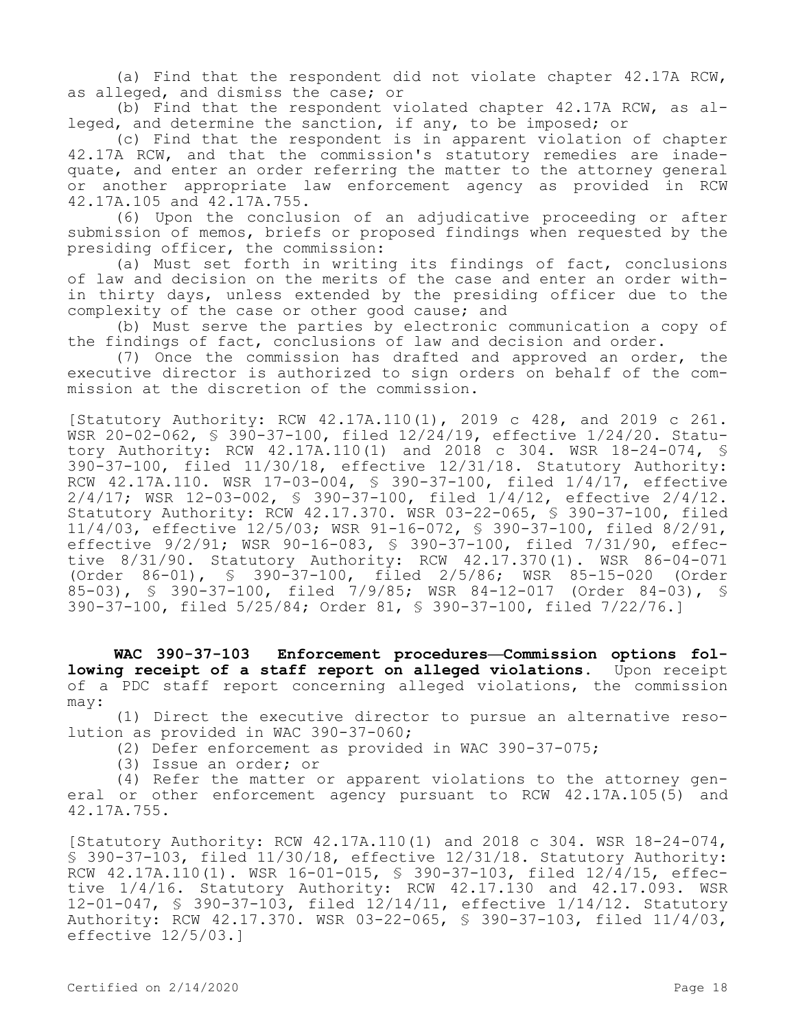(a) Find that the respondent did not violate chapter 42.17A RCW, as alleged, and dismiss the case; or

(b) Find that the respondent violated chapter 42.17A RCW, as alleged, and determine the sanction, if any, to be imposed; or

(c) Find that the respondent is in apparent violation of chapter 42.17A RCW, and that the commission's statutory remedies are inadequate, and enter an order referring the matter to the attorney general or another appropriate law enforcement agency as provided in RCW 42.17A.105 and 42.17A.755.

(6) Upon the conclusion of an adjudicative proceeding or after submission of memos, briefs or proposed findings when requested by the presiding officer, the commission:

(a) Must set forth in writing its findings of fact, conclusions of law and decision on the merits of the case and enter an order within thirty days, unless extended by the presiding officer due to the complexity of the case or other good cause; and

(b) Must serve the parties by electronic communication a copy of the findings of fact, conclusions of law and decision and order.

(7) Once the commission has drafted and approved an order, the executive director is authorized to sign orders on behalf of the commission at the discretion of the commission.

[Statutory Authority: RCW 42.17A.110(1), 2019 c 428, and 2019 c 261. WSR 20-02-062, § 390-37-100, filed 12/24/19, effective 1/24/20. Statutory Authority: RCW 42.17A.110(1) and 2018 c 304. WSR 18-24-074, § 390-37-100, filed 11/30/18, effective 12/31/18. Statutory Authority: RCW 42.17A.110. WSR 17-03-004, § 390-37-100, filed 1/4/17, effective 2/4/17; WSR 12-03-002, § 390-37-100, filed 1/4/12, effective 2/4/12. Statutory Authority: RCW 42.17.370. WSR 03-22-065, § 390-37-100, filed 11/4/03, effective 12/5/03; WSR 91-16-072, § 390-37-100, filed 8/2/91, effective 9/2/91; WSR 90-16-083, § 390-37-100, filed 7/31/90, effective 8/31/90. Statutory Authority: RCW 42.17.370(1). WSR 86-04-071 (Order 86-01), § 390-37-100, filed 2/5/86; WSR 85-15-020 (Order 85-03), § 390-37-100, filed 7/9/85; WSR 84-12-017 (Order 84-03), § 390-37-100, filed 5/25/84; Order 81, § 390-37-100, filed 7/22/76.]

**WAC 390-37-103 Enforcement procedures—Commission options following receipt of a staff report on alleged violations.** Upon receipt of a PDC staff report concerning alleged violations, the commission may:

(1) Direct the executive director to pursue an alternative resolution as provided in WAC 390-37-060;

(2) Defer enforcement as provided in WAC 390-37-075;

(3) Issue an order; or

(4) Refer the matter or apparent violations to the attorney general or other enforcement agency pursuant to RCW 42.17A.105(5) and 42.17A.755.

[Statutory Authority: RCW 42.17A.110(1) and 2018 c 304. WSR 18-24-074, § 390-37-103, filed 11/30/18, effective 12/31/18. Statutory Authority: RCW 42.17A.110(1). WSR 16-01-015, § 390-37-103, filed 12/4/15, effective 1/4/16. Statutory Authority: RCW 42.17.130 and 42.17.093. WSR 12-01-047, § 390-37-103, filed 12/14/11, effective 1/14/12. Statutory Authority: RCW 42.17.370. WSR 03-22-065, § 390-37-103, filed 11/4/03, effective 12/5/03.]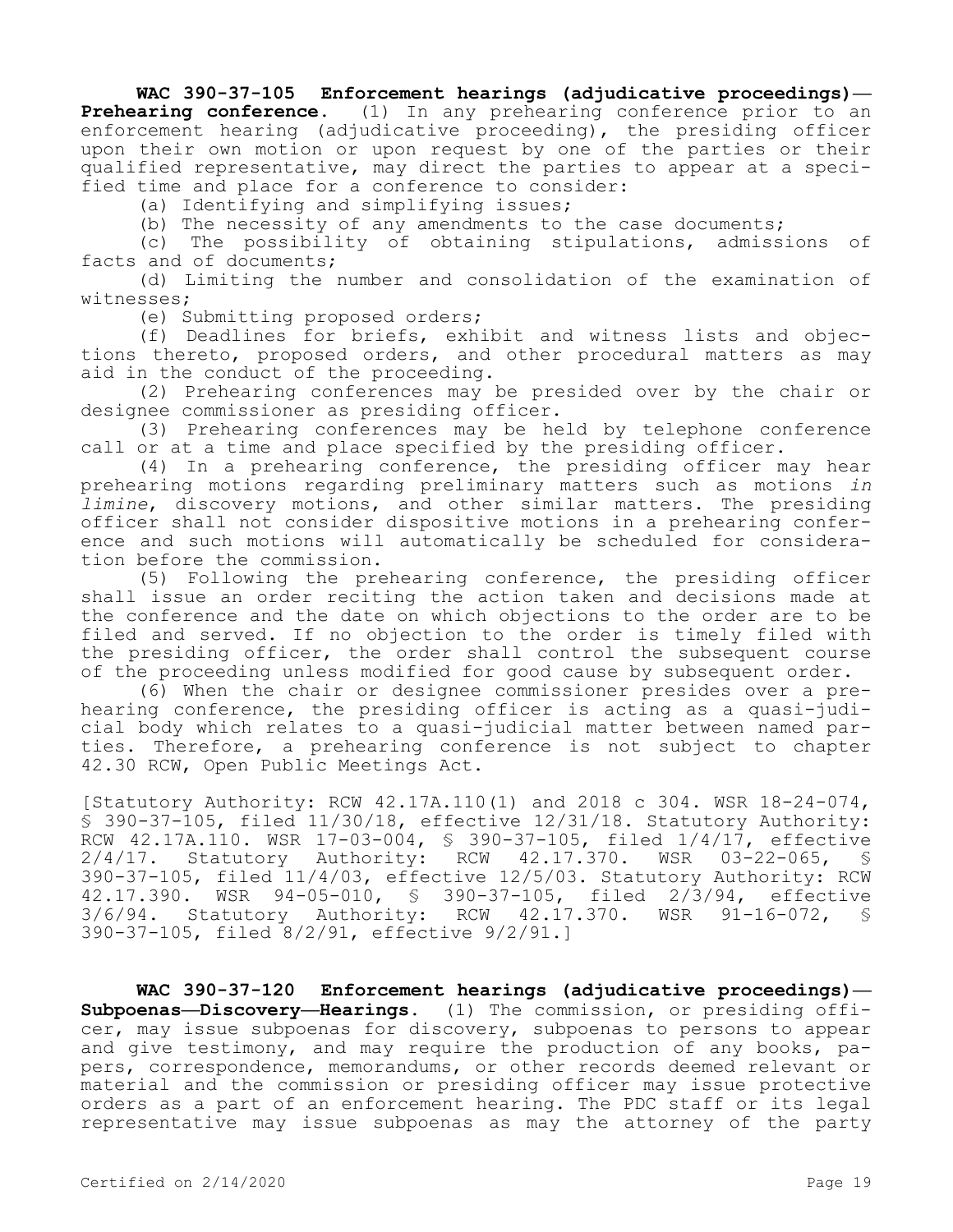**WAC 390-37-105 Enforcement hearings (adjudicative proceedings)—Prehearing conference.** (1) In any prehearing conference prior to an enforcement hearing (adjudicative proceeding), the presiding officer upon their own motion or upon request by one of the parties or their qualified representative, may direct the parties to appear at a specified time and place for a conference to consider:

(a) Identifying and simplifying issues;

(b) The necessity of any amendments to the case documents;

(c) The possibility of obtaining stipulations, admissions of facts and of documents;

(d) Limiting the number and consolidation of the examination of witnesses;

(e) Submitting proposed orders;

(f) Deadlines for briefs, exhibit and witness lists and objections thereto, proposed orders, and other procedural matters as may aid in the conduct of the proceeding.

(2) Prehearing conferences may be presided over by the chair or designee commissioner as presiding officer.

(3) Prehearing conferences may be held by telephone conference call or at a time and place specified by the presiding officer.

(4) In a prehearing conference, the presiding officer may hear prehearing motions regarding preliminary matters such as motions *in limine*, discovery motions, and other similar matters. The presiding officer shall not consider dispositive motions in a prehearing conference and such motions will automatically be scheduled for consideration before the commission.

(5) Following the prehearing conference, the presiding officer shall issue an order reciting the action taken and decisions made at the conference and the date on which objections to the order are to be filed and served. If no objection to the order is timely filed with the presiding officer, the order shall control the subsequent course of the proceeding unless modified for good cause by subsequent order.

(6) When the chair or designee commissioner presides over a prehearing conference, the presiding officer is acting as a quasi-judicial body which relates to a quasi-judicial matter between named parties. Therefore, a prehearing conference is not subject to chapter 42.30 RCW, Open Public Meetings Act.

[Statutory Authority: RCW 42.17A.110(1) and 2018 c 304. WSR 18-24-074, § 390-37-105, filed 11/30/18, effective 12/31/18. Statutory Authority: RCW 42.17A.110. WSR 17-03-004, § 390-37-105, filed 1/4/17, effective 2/4/17. Statutory Authority: RCW 42.17.370. WSR 03-22-065, § 390-37-105, filed 11/4/03, effective 12/5/03. Statutory Authority: RCW 42.17.390. WSR 94-05-010, § 390-37-105, filed 2/3/94, effective 3/6/94. Statutory Authority: RCW 42.17.370. WSR 91-16-072, § 390-37-105, filed 8/2/91, effective 9/2/91.]

**WAC 390-37-120 Enforcement hearings (adjudicative proceedings)—Subpoenas—Discovery—Hearings.** (1) The commission, or presiding officer, may issue subpoenas for discovery, subpoenas to persons to appear and give testimony, and may require the production of any books, papers, correspondence, memorandums, or other records deemed relevant or material and the commission or presiding officer may issue protective orders as a part of an enforcement hearing. The PDC staff or its legal representative may issue subpoenas as may the attorney of the party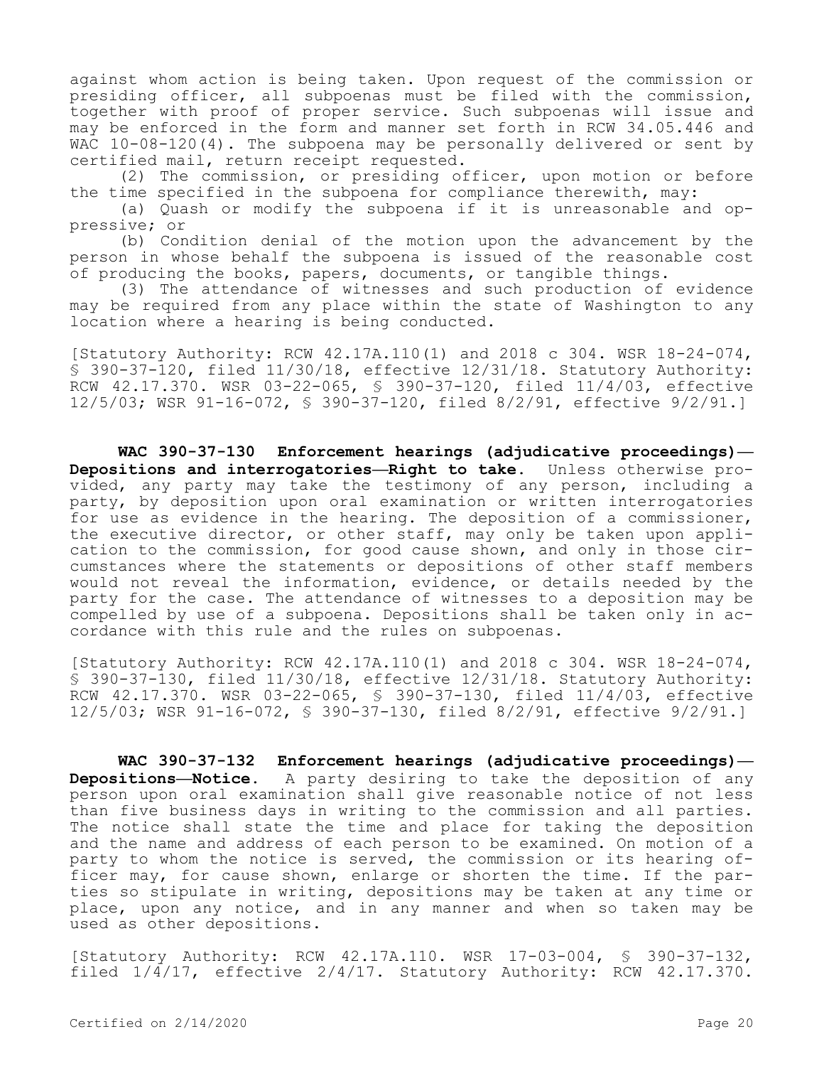against whom action is being taken. Upon request of the commission or presiding officer, all subpoenas must be filed with the commission, together with proof of proper service. Such subpoenas will issue and may be enforced in the form and manner set forth in RCW 34.05.446 and WAC 10-08-120(4). The subpoena may be personally delivered or sent by certified mail, return receipt requested.

(2) The commission, or presiding officer, upon motion or before the time specified in the subpoena for compliance therewith, may:

(a) Quash or modify the subpoena if it is unreasonable and oppressive; or

(b) Condition denial of the motion upon the advancement by the person in whose behalf the subpoena is issued of the reasonable cost of producing the books, papers, documents, or tangible things.

(3) The attendance of witnesses and such production of evidence may be required from any place within the state of Washington to any location where a hearing is being conducted.

[Statutory Authority: RCW 42.17A.110(1) and 2018 c 304. WSR 18-24-074, § 390-37-120, filed 11/30/18, effective 12/31/18. Statutory Authority: RCW 42.17.370. WSR 03-22-065, § 390-37-120, filed 11/4/03, effective 12/5/03; WSR 91-16-072, § 390-37-120, filed 8/2/91, effective 9/2/91.]

**WAC 390-37-130 Enforcement hearings (adjudicative proceedings)—Depositions and interrogatories—Right to take.** Unless otherwise provided, any party may take the testimony of any person, including a party, by deposition upon oral examination or written interrogatories for use as evidence in the hearing. The deposition of a commissioner, the executive director, or other staff, may only be taken upon application to the commission, for good cause shown, and only in those circumstances where the statements or depositions of other staff members would not reveal the information, evidence, or details needed by the party for the case. The attendance of witnesses to a deposition may be compelled by use of a subpoena. Depositions shall be taken only in accordance with this rule and the rules on subpoenas.

[Statutory Authority: RCW 42.17A.110(1) and 2018 c 304. WSR 18-24-074, § 390-37-130, filed 11/30/18, effective 12/31/18. Statutory Authority: RCW 42.17.370. WSR 03-22-065, § 390-37-130, filed 11/4/03, effective 12/5/03; WSR 91-16-072, § 390-37-130, filed 8/2/91, effective 9/2/91.]

**WAC 390-37-132 Enforcement hearings (adjudicative proceedings)—Depositions—Notice.** A party desiring to take the deposition of any person upon oral examination shall give reasonable notice of not less than five business days in writing to the commission and all parties. The notice shall state the time and place for taking the deposition and the name and address of each person to be examined. On motion of a party to whom the notice is served, the commission or its hearing officer may, for cause shown, enlarge or shorten the time. If the parties so stipulate in writing, depositions may be taken at any time or place, upon any notice, and in any manner and when so taken may be used as other depositions.

[Statutory Authority: RCW 42.17A.110. WSR 17-03-004, § 390-37-132, filed 1/4/17, effective 2/4/17. Statutory Authority: RCW 42.17.370.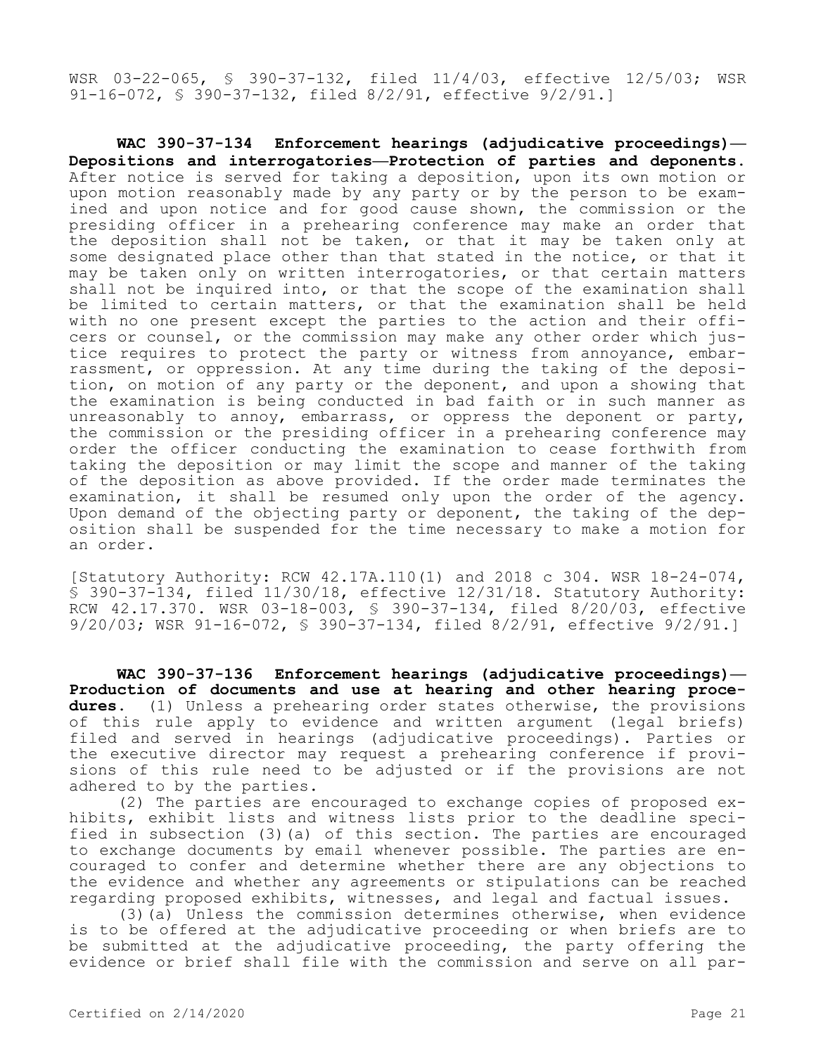WSR 03-22-065, § 390-37-132, filed 11/4/03, effective 12/5/03; WSR 91-16-072, § 390-37-132, filed 8/2/91, effective 9/2/91.]

**WAC 390-37-134 Enforcement hearings (adjudicative proceedings)—Depositions and interrogatories—Protection of parties and deponents.** After notice is served for taking a deposition, upon its own motion or upon motion reasonably made by any party or by the person to be examined and upon notice and for good cause shown, the commission or the presiding officer in a prehearing conference may make an order that the deposition shall not be taken, or that it may be taken only at some designated place other than that stated in the notice, or that it may be taken only on written interrogatories, or that certain matters shall not be inquired into, or that the scope of the examination shall be limited to certain matters, or that the examination shall be held with no one present except the parties to the action and their officers or counsel, or the commission may make any other order which justice requires to protect the party or witness from annoyance, embarrassment, or oppression. At any time during the taking of the deposition, on motion of any party or the deponent, and upon a showing that the examination is being conducted in bad faith or in such manner as unreasonably to annoy, embarrass, or oppress the deponent or party, the commission or the presiding officer in a prehearing conference may order the officer conducting the examination to cease forthwith from taking the deposition or may limit the scope and manner of the taking of the deposition as above provided. If the order made terminates the examination, it shall be resumed only upon the order of the agency. Upon demand of the objecting party or deponent, the taking of the deposition shall be suspended for the time necessary to make a motion for an order.

[Statutory Authority: RCW 42.17A.110(1) and 2018 c 304. WSR 18-24-074, § 390-37-134, filed 11/30/18, effective 12/31/18. Statutory Authority: RCW 42.17.370. WSR 03-18-003, § 390-37-134, filed 8/20/03, effective 9/20/03; WSR 91-16-072, § 390-37-134, filed 8/2/91, effective 9/2/91.]

**WAC 390-37-136 Enforcement hearings (adjudicative proceedings)—Production of documents and use at hearing and other hearing procedures.** (1) Unless a prehearing order states otherwise, the provisions of this rule apply to evidence and written argument (legal briefs) filed and served in hearings (adjudicative proceedings). Parties or the executive director may request a prehearing conference if provisions of this rule need to be adjusted or if the provisions are not adhered to by the parties.

(2) The parties are encouraged to exchange copies of proposed exhibits, exhibit lists and witness lists prior to the deadline specified in subsection (3)(a) of this section. The parties are encouraged to exchange documents by email whenever possible. The parties are encouraged to confer and determine whether there are any objections to the evidence and whether any agreements or stipulations can be reached regarding proposed exhibits, witnesses, and legal and factual issues.

(3)(a) Unless the commission determines otherwise, when evidence is to be offered at the adjudicative proceeding or when briefs are to be submitted at the adjudicative proceeding, the party offering the evidence or brief shall file with the commission and serve on all par-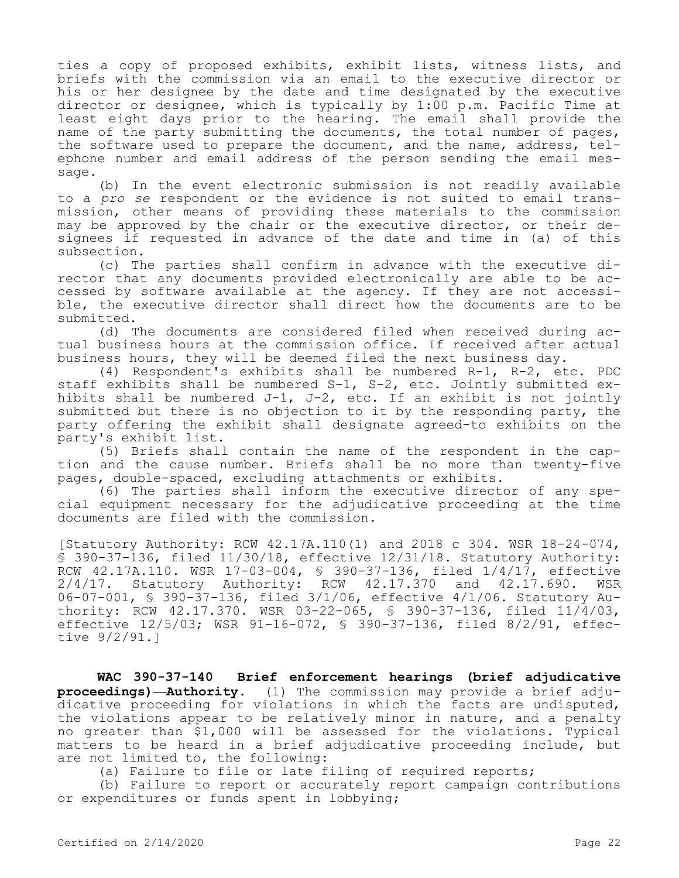ties a copy of proposed exhibits, exhibit lists, witness lists, and briefs with the commission via an email to the executive director or his or her designee by the date and time designated by the executive director or designee, which is typically by 1:00 p.m. Pacific Time at least eight days prior to the hearing. The email shall provide the name of the party submitting the documents, the total number of pages, the software used to prepare the document, and the name, address, telephone number and email address of the person sending the email message.

(b) In the event electronic submission is not readily available to a *pro se* respondent or the evidence is not suited to email transmission, other means of providing these materials to the commission may be approved by the chair or the executive director, or their designees if requested in advance of the date and time in (a) of this subsection.

(c) The parties shall confirm in advance with the executive director that any documents provided electronically are able to be accessed by software available at the agency. If they are not accessible, the executive director shall direct how the documents are to be submitted.

(d) The documents are considered filed when received during actual business hours at the commission office. If received after actual business hours, they will be deemed filed the next business day.

(4) Respondent's exhibits shall be numbered R-1, R-2, etc. PDC staff exhibits shall be numbered S-1, S-2, etc. Jointly submitted exhibits shall be numbered J-1, J-2, etc. If an exhibit is not jointly submitted but there is no objection to it by the responding party, the party offering the exhibit shall designate agreed-to exhibits on the party's exhibit list.

(5) Briefs shall contain the name of the respondent in the caption and the cause number. Briefs shall be no more than twenty-five pages, double-spaced, excluding attachments or exhibits.

(6) The parties shall inform the executive director of any special equipment necessary for the adjudicative proceeding at the time documents are filed with the commission.

[Statutory Authority: RCW 42.17A.110(1) and 2018 c 304. WSR 18-24-074, § 390-37-136, filed 11/30/18, effective 12/31/18. Statutory Authority: RCW 42.17A.110. WSR 17-03-004, § 390-37-136, filed 1/4/17, effective 2/4/17. Statutory Authority: RCW 42.17.370 and 42.17.690. WSR 06-07-001, § 390-37-136, filed 3/1/06, effective 4/1/06. Statutory Authority: RCW 42.17.370. WSR 03-22-065, § 390-37-136, filed 11/4/03, effective 12/5/03; WSR 91-16-072, § 390-37-136, filed 8/2/91, effective 9/2/91.]

**WAC 390-37-140 Brief enforcement hearings (brief adjudicative proceedings)—Authority.** (1) The commission may provide a brief adjudicative proceeding for violations in which the facts are undisputed, the violations appear to be relatively minor in nature, and a penalty no greater than $1,000 will be assessed for the violations. Typical matters to be heard in a brief adjudicative proceeding include, but are not limited to, the following:

(a) Failure to file or late filing of required reports;

(b) Failure to report or accurately report campaign contributions or expenditures or funds spent in lobbying;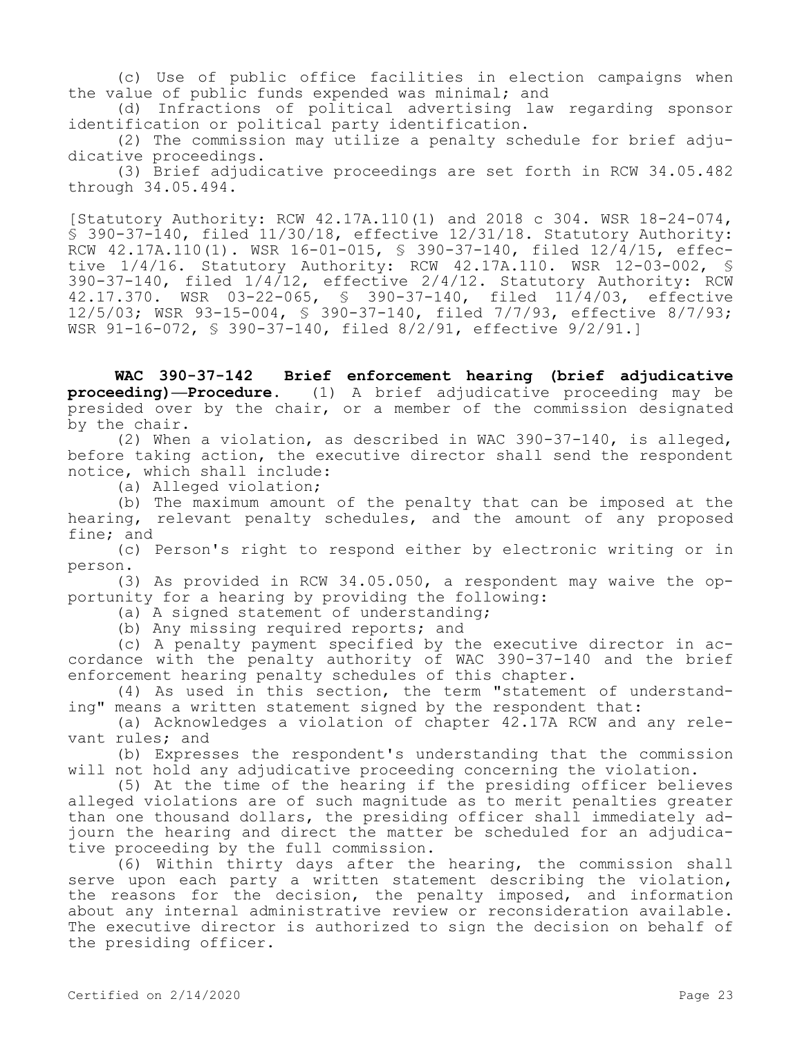(c) Use of public office facilities in election campaigns when the value of public funds expended was minimal; and

(d) Infractions of political advertising law regarding sponsor identification or political party identification.

(2) The commission may utilize a penalty schedule for brief adjudicative proceedings.

(3) Brief adjudicative proceedings are set forth in RCW 34.05.482 through 34.05.494.

[Statutory Authority: RCW 42.17A.110(1) and 2018 c 304. WSR 18-24-074, § 390-37-140, filed 11/30/18, effective 12/31/18. Statutory Authority: RCW 42.17A.110(1). WSR 16-01-015, § 390-37-140, filed 12/4/15, effective 1/4/16. Statutory Authority: RCW 42.17A.110. WSR 12-03-002, § 390-37-140, filed 1/4/12, effective 2/4/12. Statutory Authority: RCW 42.17.370. WSR 03-22-065, § 390-37-140, filed 11/4/03, effective 12/5/03; WSR 93-15-004, § 390-37-140, filed 7/7/93, effective 8/7/93; WSR 91-16-072, § 390-37-140, filed 8/2/91, effective 9/2/91.]

**WAC 390-37-142 Brief enforcement hearing (brief adjudicative proceeding)—Procedure.** (1) A brief adjudicative proceeding may be presided over by the chair, or a member of the commission designated by the chair.

(2) When a violation, as described in WAC 390-37-140, is alleged, before taking action, the executive director shall send the respondent notice, which shall include:

(a) Alleged violation;

(b) The maximum amount of the penalty that can be imposed at the hearing, relevant penalty schedules, and the amount of any proposed fine; and

(c) Person's right to respond either by electronic writing or in person.

(3) As provided in RCW 34.05.050, a respondent may waive the opportunity for a hearing by providing the following:

(a) A signed statement of understanding;

(b) Any missing required reports; and

(c) A penalty payment specified by the executive director in accordance with the penalty authority of WAC 390-37-140 and the brief enforcement hearing penalty schedules of this chapter.

(4) As used in this section, the term "statement of understanding" means a written statement signed by the respondent that:

(a) Acknowledges a violation of chapter 42.17A RCW and any relevant rules; and

(b) Expresses the respondent's understanding that the commission will not hold any adjudicative proceeding concerning the violation.

(5) At the time of the hearing if the presiding officer believes alleged violations are of such magnitude as to merit penalties greater than one thousand dollars, the presiding officer shall immediately adjourn the hearing and direct the matter be scheduled for an adjudicative proceeding by the full commission.

(6) Within thirty days after the hearing, the commission shall serve upon each party a written statement describing the violation, the reasons for the decision, the penalty imposed, and information about any internal administrative review or reconsideration available. The executive director is authorized to sign the decision on behalf of the presiding officer.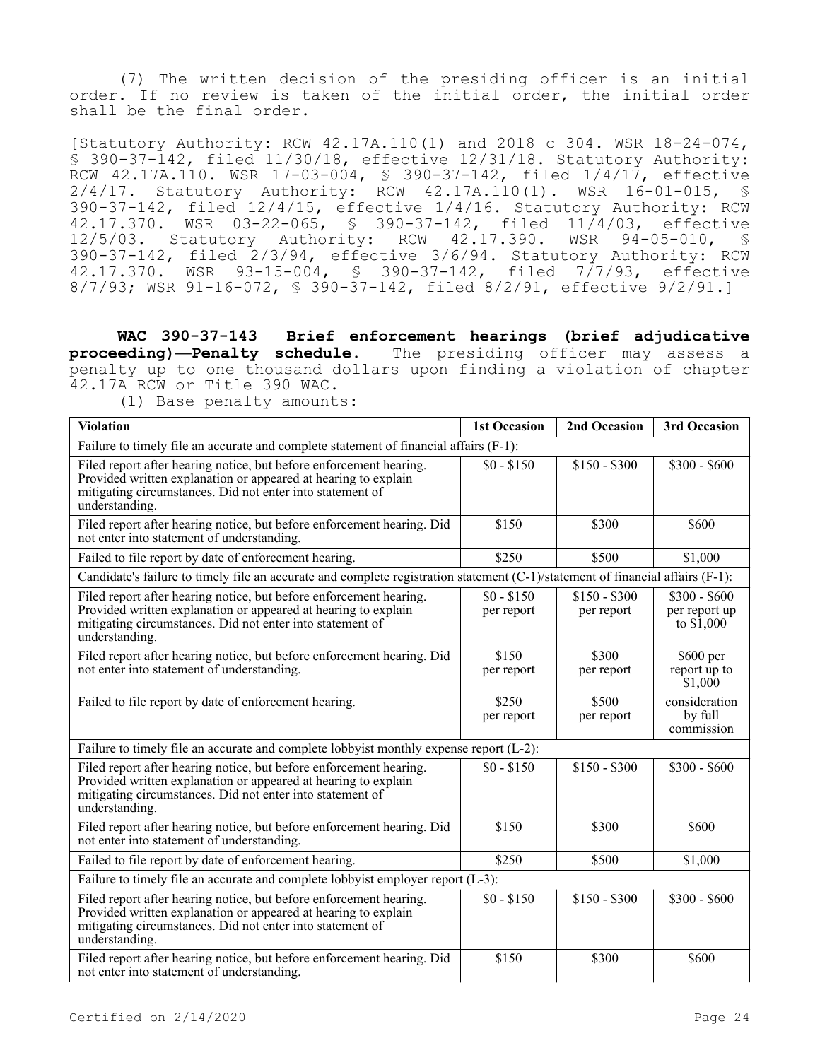(7) The written decision of the presiding officer is an initial order. If no review is taken of the initial order, the initial order shall be the final order.

[Statutory Authority: RCW 42.17A.110(1) and 2018 c 304. WSR 18-24-074, § 390-37-142, filed 11/30/18, effective 12/31/18. Statutory Authority: RCW 42.17A.110. WSR 17-03-004, § 390-37-142, filed 1/4/17, effective 2/4/17. Statutory Authority: RCW 42.17A.110(1). WSR 16-01-015, § 390-37-142, filed 12/4/15, effective 1/4/16. Statutory Authority: RCW 42.17.370. WSR 03-22-065, § 390-37-142, filed 11/4/03, effective 12/5/03. Statutory Authority: RCW 42.17.390. WSR 94-05-010, § 390-37-142, filed 2/3/94, effective 3/6/94. Statutory Authority: RCW 42.17.370. WSR 93-15-004, § 390-37-142, filed 7/7/93, effective 8/7/93; WSR 91-16-072, § 390-37-142, filed 8/2/91, effective 9/2/91.]

**WAC 390-37-143 Brief enforcement hearings (brief adjudicative proceeding)—Penalty schedule.** The presiding officer may assess a penalty up to one thousand dollars upon finding a violation of chapter 42.17A RCW or Title 390 WAC.

(1) Base penalty amounts:

| Violation | 1st Occasion | 2nd Occasion | 3rd Occasion |
|---|---|---|---|
| Failure to timely file an accurate and complete statement of financial affairs (F-1): | | | |
| Filed report after hearing notice, but before enforcement hearing. Provided written explanation or appeared at hearing to explain mitigating circumstances. Did not enter into statement of understanding. | $0 - $150 | $150 - $300 | $300 - $600 |
| Filed report after hearing notice, but before enforcement hearing. Did not enter into statement of understanding. | $150 | $300 | $600 |
| Failed to file report by date of enforcement hearing. | $250 | $500 | $1,000 |
| Candidate's failure to timely file an accurate and complete registration statement (C-1)/statement of financial affairs (F-1): | | | |
| Filed report after hearing notice, but before enforcement hearing. Provided written explanation or appeared at hearing to explain mitigating circumstances. Did not enter into statement of understanding. | $0 - $150 per report | $150 - $300 per report | $300 - $600 per report up to $1,000 |
| Filed report after hearing notice, but before enforcement hearing. Did not enter into statement of understanding. | $150 per report | $300 per report | $600 per report up to $1,000 |
| Failed to file report by date of enforcement hearing. | $250 per report | $500 per report | consideration by full commission |
| Failure to timely file an accurate and complete lobbyist monthly expense report (L-2): | | | |
| Filed report after hearing notice, but before enforcement hearing. Provided written explanation or appeared at hearing to explain mitigating circumstances. Did not enter into statement of understanding. | $0 - $150 | $150 - $300 | $300 - $600 |
| Filed report after hearing notice, but before enforcement hearing. Did not enter into statement of understanding. | $150 | $300 | $600 |
| Failed to file report by date of enforcement hearing. | $250 | $500 | $1,000 |
| Failure to timely file an accurate and complete lobbyist employer report (L-3): | | | |
| Filed report after hearing notice, but before enforcement hearing. Provided written explanation or appeared at hearing to explain mitigating circumstances. Did not enter into statement of understanding. | $0 - $150 | $150 - $300 | $300 - $600 |
| Filed report after hearing notice, but before enforcement hearing. Did not enter into statement of understanding. | $150 | $300 | $600 |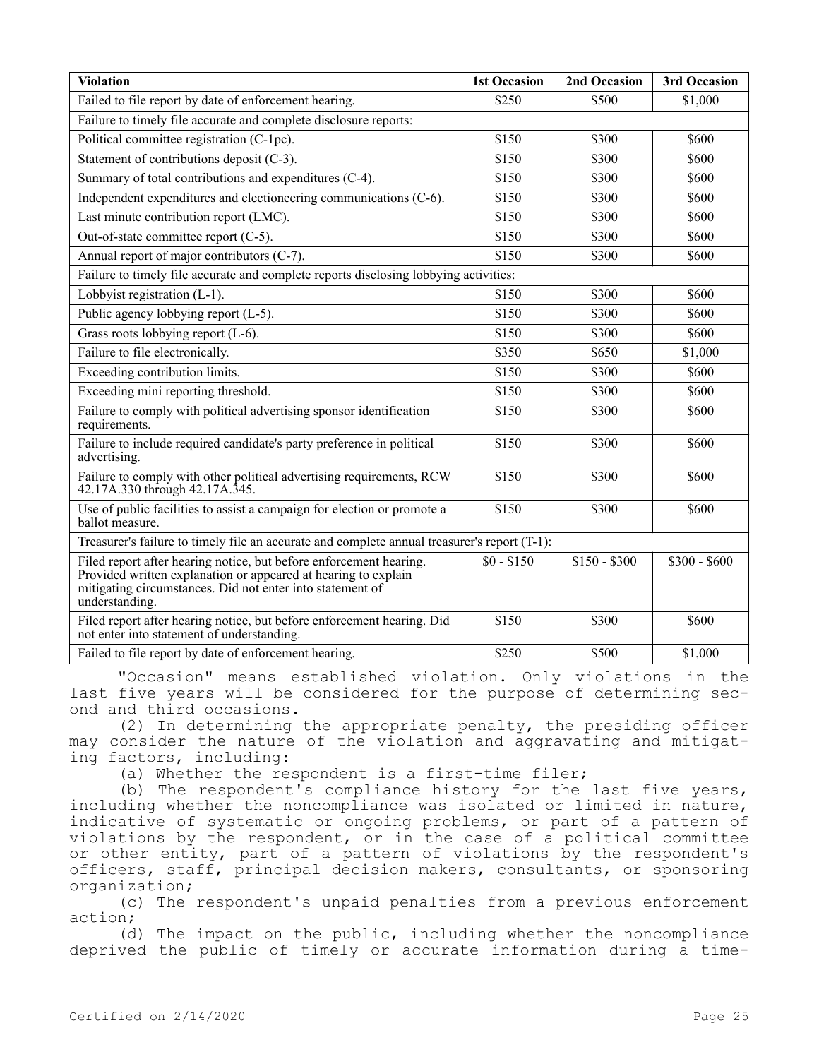| Violation | 1st Occasion | 2nd Occasion | 3rd Occasion |
|---|---|---|---|
| Failed to file report by date of enforcement hearing. | $250 | $500 | $1,000 |
| Failure to timely file accurate and complete disclosure reports: | | | |
| Political committee registration (C-1pc). | $150 | $300 | $600 |
| Statement of contributions deposit (C-3). | $150 | $300 | $600 |
| Summary of total contributions and expenditures (C-4). | $150 | $300 | $600 |
| Independent expenditures and electioneering communications (C-6). | $150 | $300 | $600 |
| Last minute contribution report (LMC). | $150 | $300 | $600 |
| Out-of-state committee report (C-5). | $150 | $300 | $600 |
| Annual report of major contributors (C-7). | $150 | $300 | $600 |
| Failure to timely file accurate and complete reports disclosing lobbying activities: | | | |
| Lobbyist registration (L-1). | $150 | $300 | $600 |
| Public agency lobbying report (L-5). | $150 | $300 | $600 |
| Grass roots lobbying report (L-6). | $150 | $300 | $600 |
| Failure to file electronically. | $350 | $650 | $1,000 |
| Exceeding contribution limits. | $150 | $300 | $600 |
| Exceeding mini reporting threshold. | $150 | $300 | $600 |
| Failure to comply with political advertising sponsor identification requirements. | $150 | $300 | $600 |
| Failure to include required candidate's party preference in political advertising. | $150 | $300 | $600 |
| Failure to comply with other political advertising requirements, RCW 42.17A.330 through 42.17A.345. | $150 | $300 | $600 |
| Use of public facilities to assist a campaign for election or promote a ballot measure. | $150 | $300 | $600 |
| Treasurer's failure to timely file an accurate and complete annual treasurer's report (T-1): | | | |
| Filed report after hearing notice, but before enforcement hearing. Provided written explanation or appeared at hearing to explain mitigating circumstances. Did not enter into statement of understanding. | $0 - $150 | $150 - $300 | $300 - $600 |
| Filed report after hearing notice, but before enforcement hearing. Did not enter into statement of understanding. | $150 | $300 | $600 |
| Failed to file report by date of enforcement hearing. | $250 | $500 | $1,000 |

"Occasion" means established violation. Only violations in the last five years will be considered for the purpose of determining second and third occasions.

(2) In determining the appropriate penalty, the presiding officer may consider the nature of the violation and aggravating and mitigating factors, including:

(a) Whether the respondent is a first-time filer;

(b) The respondent's compliance history for the last five years, including whether the noncompliance was isolated or limited in nature, indicative of systematic or ongoing problems, or part of a pattern of violations by the respondent, or in the case of a political committee or other entity, part of a pattern of violations by the respondent's officers, staff, principal decision makers, consultants, or sponsoring organization;

(c) The respondent's unpaid penalties from a previous enforcement action;

(d) The impact on the public, including whether the noncompliance deprived the public of timely or accurate information during a time-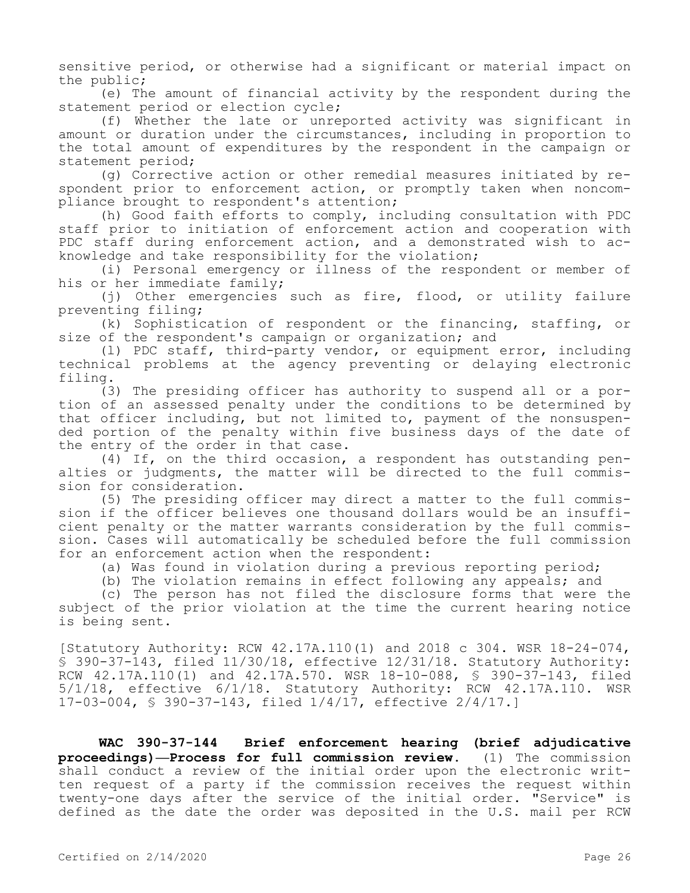sensitive period, or otherwise had a significant or material impact on the public;

(e) The amount of financial activity by the respondent during the statement period or election cycle;

(f) Whether the late or unreported activity was significant in amount or duration under the circumstances, including in proportion to the total amount of expenditures by the respondent in the campaign or statement period;

(g) Corrective action or other remedial measures initiated by respondent prior to enforcement action, or promptly taken when noncompliance brought to respondent's attention;

(h) Good faith efforts to comply, including consultation with PDC staff prior to initiation of enforcement action and cooperation with PDC staff during enforcement action, and a demonstrated wish to acknowledge and take responsibility for the violation;

(i) Personal emergency or illness of the respondent or member of his or her immediate family;

(j) Other emergencies such as fire, flood, or utility failure preventing filing;

(k) Sophistication of respondent or the financing, staffing, or size of the respondent's campaign or organization; and

(l) PDC staff, third-party vendor, or equipment error, including technical problems at the agency preventing or delaying electronic filing.

(3) The presiding officer has authority to suspend all or a portion of an assessed penalty under the conditions to be determined by that officer including, but not limited to, payment of the nonsuspended portion of the penalty within five business days of the date of the entry of the order in that case.

(4) If, on the third occasion, a respondent has outstanding penalties or judgments, the matter will be directed to the full commission for consideration.

(5) The presiding officer may direct a matter to the full commission if the officer believes one thousand dollars would be an insufficient penalty or the matter warrants consideration by the full commission. Cases will automatically be scheduled before the full commission for an enforcement action when the respondent:

(a) Was found in violation during a previous reporting period;

(b) The violation remains in effect following any appeals; and

(c) The person has not filed the disclosure forms that were the subject of the prior violation at the time the current hearing notice is being sent.

[Statutory Authority: RCW 42.17A.110(1) and 2018 c 304. WSR 18-24-074, § 390-37-143, filed 11/30/18, effective 12/31/18. Statutory Authority: RCW 42.17A.110(1) and 42.17A.570. WSR 18-10-088, § 390-37-143, filed 5/1/18, effective 6/1/18. Statutory Authority: RCW 42.17A.110. WSR 17-03-004, § 390-37-143, filed 1/4/17, effective 2/4/17.]

**WAC 390-37-144 Brief enforcement hearing (brief adjudicative proceedings)—Process for full commission review.** (1) The commission shall conduct a review of the initial order upon the electronic written request of a party if the commission receives the request within twenty-one days after the service of the initial order. "Service" is defined as the date the order was deposited in the U.S. mail per RCW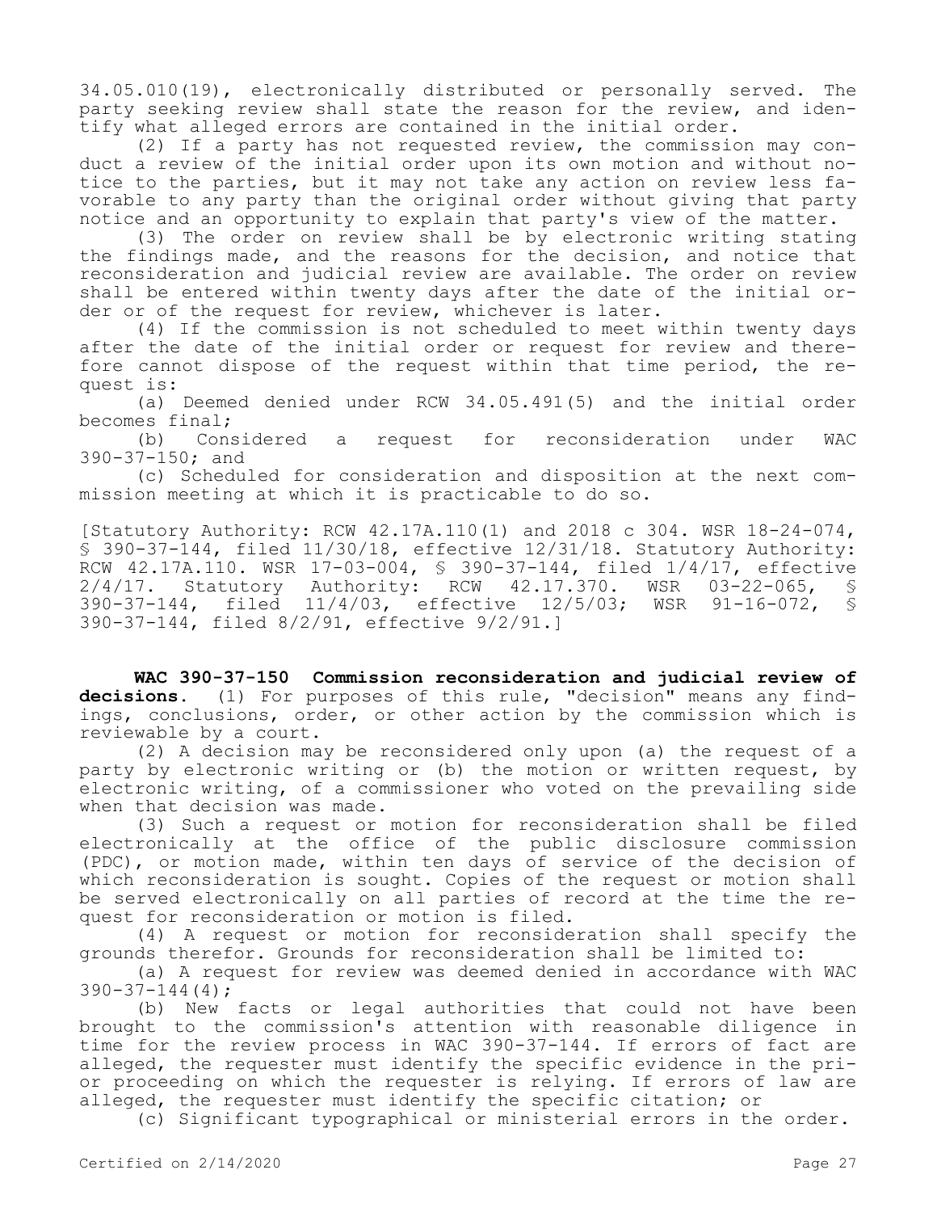34.05.010(19), electronically distributed or personally served. The party seeking review shall state the reason for the review, and identify what alleged errors are contained in the initial order.

(2) If a party has not requested review, the commission may conduct a review of the initial order upon its own motion and without notice to the parties, but it may not take any action on review less favorable to any party than the original order without giving that party notice and an opportunity to explain that party's view of the matter.

(3) The order on review shall be by electronic writing stating the findings made, and the reasons for the decision, and notice that reconsideration and judicial review are available. The order on review shall be entered within twenty days after the date of the initial order or of the request for review, whichever is later.

(4) If the commission is not scheduled to meet within twenty days after the date of the initial order or request for review and therefore cannot dispose of the request within that time period, the request is:

(a) Deemed denied under RCW 34.05.491(5) and the initial order becomes final;

(b) Considered a request for reconsideration under WAC 390-37-150; and

(c) Scheduled for consideration and disposition at the next commission meeting at which it is practicable to do so.

[Statutory Authority: RCW 42.17A.110(1) and 2018 c 304. WSR 18-24-074, § 390-37-144, filed 11/30/18, effective 12/31/18. Statutory Authority: RCW 42.17A.110. WSR 17-03-004, § 390-37-144, filed 1/4/17, effective 2/4/17. Statutory Authority: RCW 42.17.370. WSR 03-22-065, § 390-37-144, filed 11/4/03, effective 12/5/03; WSR 91-16-072, § 390-37-144, filed 8/2/91, effective 9/2/91.]

**WAC 390-37-150 Commission reconsideration and judicial review of decisions.** (1) For purposes of this rule, "decision" means any findings, conclusions, order, or other action by the commission which is reviewable by a court.

(2) A decision may be reconsidered only upon (a) the request of a party by electronic writing or (b) the motion or written request, by electronic writing, of a commissioner who voted on the prevailing side when that decision was made.

(3) Such a request or motion for reconsideration shall be filed electronically at the office of the public disclosure commission (PDC), or motion made, within ten days of service of the decision of which reconsideration is sought. Copies of the request or motion shall be served electronically on all parties of record at the time the request for reconsideration or motion is filed.

(4) A request or motion for reconsideration shall specify the grounds therefor. Grounds for reconsideration shall be limited to:

(a) A request for review was deemed denied in accordance with WAC 390-37-144(4);

(b) New facts or legal authorities that could not have been brought to the commission's attention with reasonable diligence in time for the review process in WAC 390-37-144. If errors of fact are alleged, the requester must identify the specific evidence in the prior proceeding on which the requester is relying. If errors of law are alleged, the requester must identify the specific citation; or

(c) Significant typographical or ministerial errors in the order.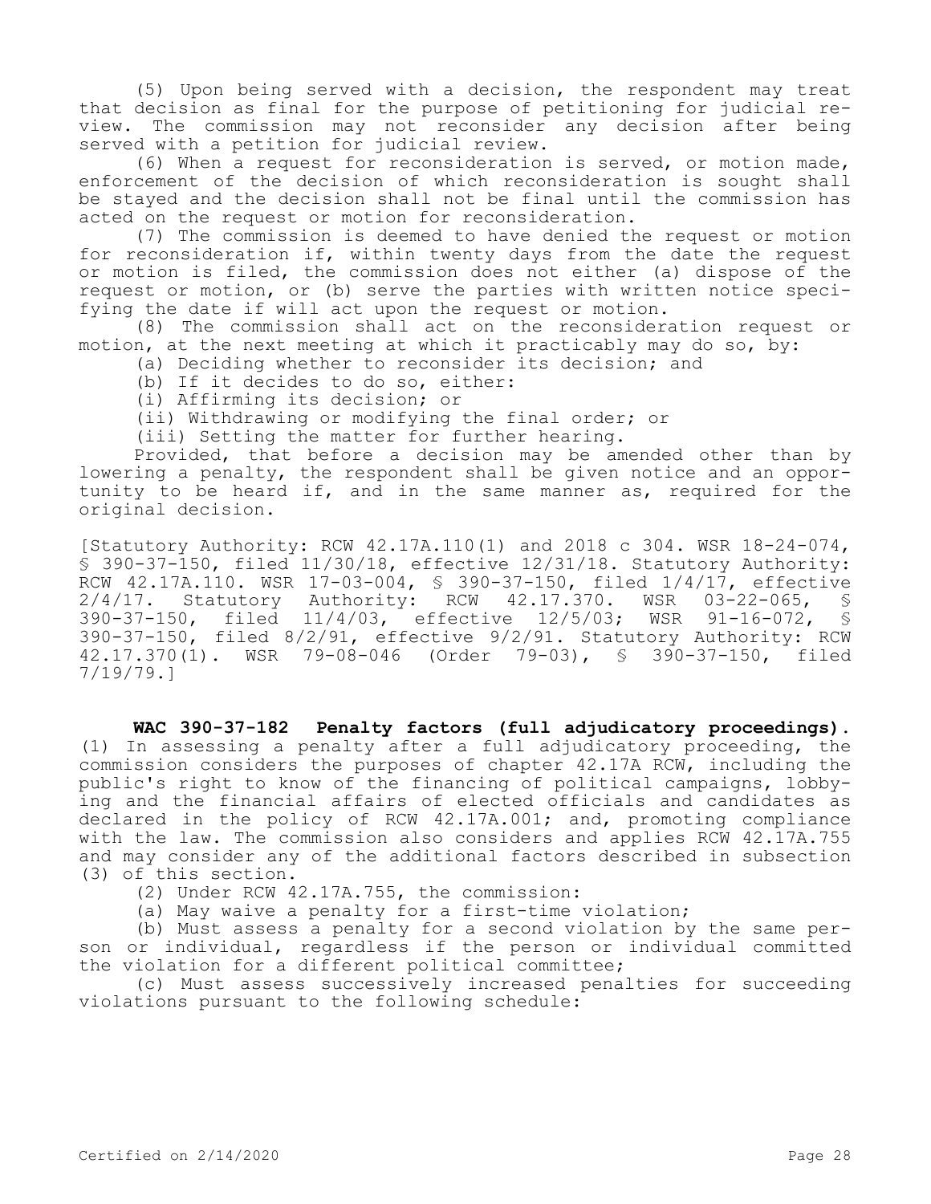(5) Upon being served with a decision, the respondent may treat that decision as final for the purpose of petitioning for judicial review. The commission may not reconsider any decision after being served with a petition for judicial review.

(6) When a request for reconsideration is served, or motion made, enforcement of the decision of which reconsideration is sought shall be stayed and the decision shall not be final until the commission has acted on the request or motion for reconsideration.

(7) The commission is deemed to have denied the request or motion for reconsideration if, within twenty days from the date the request or motion is filed, the commission does not either (a) dispose of the request or motion, or (b) serve the parties with written notice specifying the date if will act upon the request or motion.

(8) The commission shall act on the reconsideration request or motion, at the next meeting at which it practicably may do so, by:

(a) Deciding whether to reconsider its decision; and

(b) If it decides to do so, either:

(i) Affirming its decision; or

(ii) Withdrawing or modifying the final order; or

(iii) Setting the matter for further hearing.

Provided, that before a decision may be amended other than by lowering a penalty, the respondent shall be given notice and an opportunity to be heard if, and in the same manner as, required for the original decision.

[Statutory Authority: RCW 42.17A.110(1) and 2018 c 304. WSR 18-24-074, § 390-37-150, filed 11/30/18, effective 12/31/18. Statutory Authority: RCW 42.17A.110. WSR 17-03-004, § 390-37-150, filed 1/4/17, effective 2/4/17. Statutory Authority: RCW 42.17.370. WSR 03-22-065, § 390-37-150, filed 11/4/03, effective 12/5/03; WSR 91-16-072, § 390-37-150, filed 8/2/91, effective 9/2/91. Statutory Authority: RCW 42.17.370(1). WSR 79-08-046 (Order 79-03), § 390-37-150, filed 7/19/79.]

**WAC 390-37-182 Penalty factors (full adjudicatory proceedings).** (1) In assessing a penalty after a full adjudicatory proceeding, the commission considers the purposes of chapter 42.17A RCW, including the public's right to know of the financing of political campaigns, lobbying and the financial affairs of elected officials and candidates as declared in the policy of RCW 42.17A.001; and, promoting compliance with the law. The commission also considers and applies RCW 42.17A.755 and may consider any of the additional factors described in subsection (3) of this section.

(2) Under RCW 42.17A.755, the commission:

(a) May waive a penalty for a first-time violation;

(b) Must assess a penalty for a second violation by the same person or individual, regardless if the person or individual committed the violation for a different political committee;

(c) Must assess successively increased penalties for succeeding violations pursuant to the following schedule: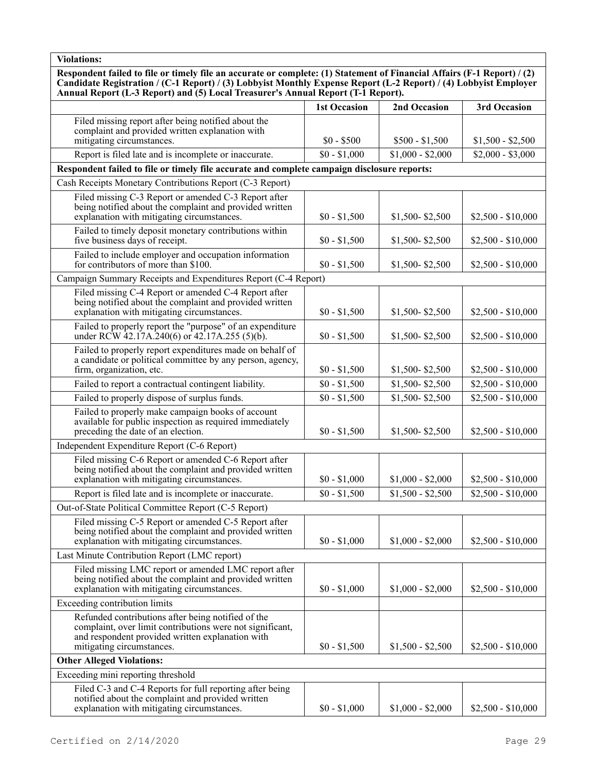| Violations: | | | |
|---|---|---|---|
| **Respondent failed to file or timely file an accurate or complete: (1) Statement of Financial Affairs (F-1 Report) / (2) Candidate Registration / (C-1 Report) / (3) Lobbyist Monthly Expense Report (L-2 Report) / (4) Lobbyist Employer Annual Report (L-3 Report) and (5) Local Treasurer's Annual Report (T-1 Report).** | | | |
| | **1st Occasion** | **2nd Occasion** | **3rd Occasion** |
| Filed missing report after being notified about the complaint and provided written explanation with mitigating circumstances. | $0 - $500 | $500 - $1,500 | $1,500 - $2,500 |
| Report is filed late and is incomplete or inaccurate. | $0 - $1,000 | $1,000 - $2,000 | $2,000 - $3,000 |
| **Respondent failed to file or timely file accurate and complete campaign disclosure reports:** | | | |
| Cash Receipts Monetary Contributions Report (C-3 Report) | | | |
| Filed missing C-3 Report or amended C-3 Report after being notified about the complaint and provided written explanation with mitigating circumstances. | $0 - $1,500 | $1,500- $2,500 | $2,500 - $10,000 |
| Failed to timely deposit monetary contributions within five business days of receipt. | $0 - $1,500 | $1,500- $2,500 | $2,500 - $10,000 |
| Failed to include employer and occupation information for contributors of more than $100. | $0 - $1,500 | $1,500- $2,500 | $2,500 - $10,000 |
| Campaign Summary Receipts and Expenditures Report (C-4 Report) | | | |
| Filed missing C-4 Report or amended C-4 Report after being notified about the complaint and provided written explanation with mitigating circumstances. | $0 - $1,500 | $1,500- $2,500 | $2,500 - $10,000 |
| Failed to properly report the "purpose" of an expenditure under RCW 42.17A.240(6) or 42.17A.255 (5)(b). | $0 - $1,500 | $1,500- $2,500 | $2,500 - $10,000 |
| Failed to properly report expenditures made on behalf of a candidate or political committee by any person, agency, firm, organization, etc. | $0 - $1,500 | $1,500- $2,500 | $2,500 - $10,000 |
| Failed to report a contractual contingent liability. | $0 - $1,500 | $1,500- $2,500 | $2,500 - $10,000 |
| Failed to properly dispose of surplus funds. | $0 - $1,500 | $1,500- $2,500 | $2,500 - $10,000 |
| Failed to properly make campaign books of account available for public inspection as required immediately preceding the date of an election. | $0 - $1,500 | $1,500- $2,500 | $2,500 - $10,000 |
| Independent Expenditure Report (C-6 Report) | | | |
| Filed missing C-6 Report or amended C-6 Report after being notified about the complaint and provided written explanation with mitigating circumstances. | $0 - $1,000 | $1,000 - $2,000 | $2,500 - $10,000 |
| Report is filed late and is incomplete or inaccurate. | $0 - $1,500 | $1,500 - $2,500 | $2,500 - $10,000 |
| Out-of-State Political Committee Report (C-5 Report) | | | |
| Filed missing C-5 Report or amended C-5 Report after being notified about the complaint and provided written explanation with mitigating circumstances. | $0 - $1,000 | $1,000 - $2,000 | $2,500 - $10,000 |
| Last Minute Contribution Report (LMC report) | | | |
| Filed missing LMC report or amended LMC report after being notified about the complaint and provided written explanation with mitigating circumstances. | $0 - $1,000 | $1,000 - $2,000 | $2,500 - $10,000 |
| Exceeding contribution limits | | | |
| Refunded contributions after being notified of the complaint, over limit contributions were not significant, and respondent provided written explanation with mitigating circumstances. | $0 - $1,500 | $1,500 - $2,500 | $2,500 - $10,000 |
| **Other Alleged Violations:** | | | |
| Exceeding mini reporting threshold | | | |
| Filed C-3 and C-4 Reports for full reporting after being notified about the complaint and provided written explanation with mitigating circumstances. | $0 - $1,000 | $1,000 - $2,000 | $2,500 - $10,000 |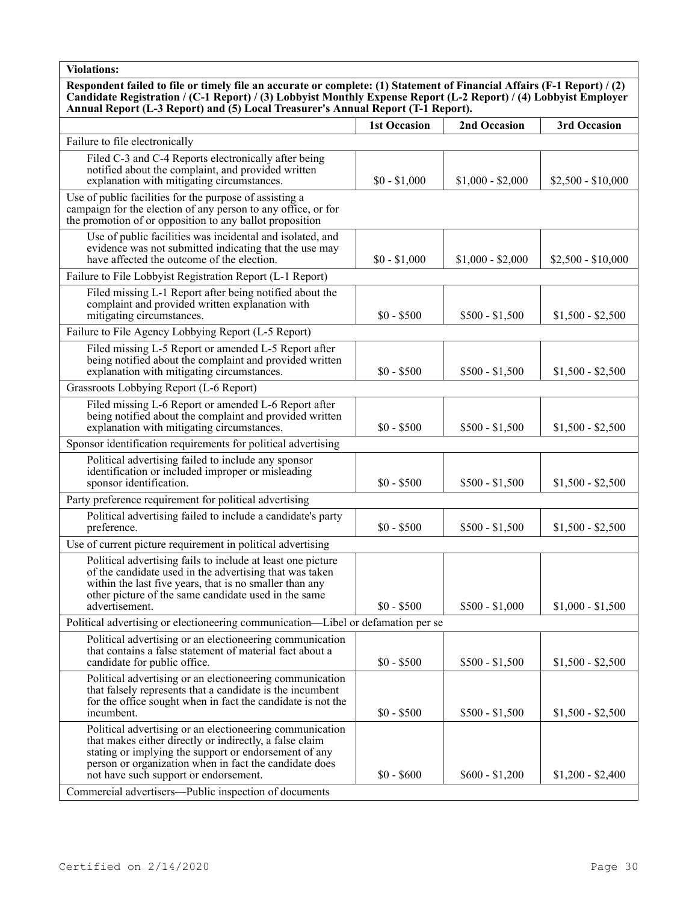| **Violations:** | | | |
|---|---|---|---|
| **Respondent failed to file or timely file an accurate or complete: (1) Statement of Financial Affairs (F-1 Report) / (2) Candidate Registration / (C-1 Report) / (3) Lobbyist Monthly Expense Report (L-2 Report) / (4) Lobbyist Employer Annual Report (L-3 Report) and (5) Local Treasurer's Annual Report (T-1 Report).** | | | |
| | **1st Occasion** | **2nd Occasion** | **3rd Occasion** |
| Failure to file electronically | | | |
| Filed C-3 and C-4 Reports electronically after being notified about the complaint, and provided written explanation with mitigating circumstances. | $0 - $1,000 | $1,000 - $2,000 | $2,500 - $10,000 |
| Use of public facilities for the purpose of assisting a campaign for the election of any person to any office, or for the promotion of or opposition to any ballot proposition | | | |
| Use of public facilities was incidental and isolated, and evidence was not submitted indicating that the use may have affected the outcome of the election. | $0 - $1,000 | $1,000 - $2,000 | $2,500 - $10,000 |
| Failure to File Lobbyist Registration Report (L-1 Report) | | | |
| Filed missing L-1 Report after being notified about the complaint and provided written explanation with mitigating circumstances. | $0 - $500 | $500 - $1,500 | $1,500 - $2,500 |
| Failure to File Agency Lobbying Report (L-5 Report) | | | |
| Filed missing L-5 Report or amended L-5 Report after being notified about the complaint and provided written explanation with mitigating circumstances. | $0 - $500 | $500 - $1,500 | $1,500 - $2,500 |
| Grassroots Lobbying Report (L-6 Report) | | | |
| Filed missing L-6 Report or amended L-6 Report after being notified about the complaint and provided written explanation with mitigating circumstances. | $0 - $500 | $500 - $1,500 | $1,500 - $2,500 |
| Sponsor identification requirements for political advertising | | | |
| Political advertising failed to include any sponsor identification or included improper or misleading sponsor identification. | $0 - $500 | $500 - $1,500 | $1,500 - $2,500 |
| Party preference requirement for political advertising | | | |
| Political advertising failed to include a candidate's party preference. | $0 - $500 | $500 - $1,500 | $1,500 - $2,500 |
| Use of current picture requirement in political advertising | | | |
| Political advertising fails to include at least one picture of the candidate used in the advertising that was taken within the last five years, that is no smaller than any other picture of the same candidate used in the same advertisement. | $0 - $500 | $500 - $1,000 | $1,000 - $1,500 |
| Political advertising or electioneering communication—Libel or defamation per se | | | |
| Political advertising or an electioneering communication that contains a false statement of material fact about a candidate for public office. | $0 - $500 | $500 - $1,500 | $1,500 - $2,500 |
| Political advertising or an electioneering communication that falsely represents that a candidate is the incumbent for the office sought when in fact the candidate is not the incumbent. | $0 - $500 | $500 - $1,500 | $1,500 - $2,500 |
| Political advertising or an electioneering communication that makes either directly or indirectly, a false claim stating or implying the support or endorsement of any person or organization when in fact the candidate does not have such support or endorsement. | $0 - $600 | $600 - $1,200 | $1,200 - $2,400 |
| Commercial advertisers—Public inspection of documents | | | |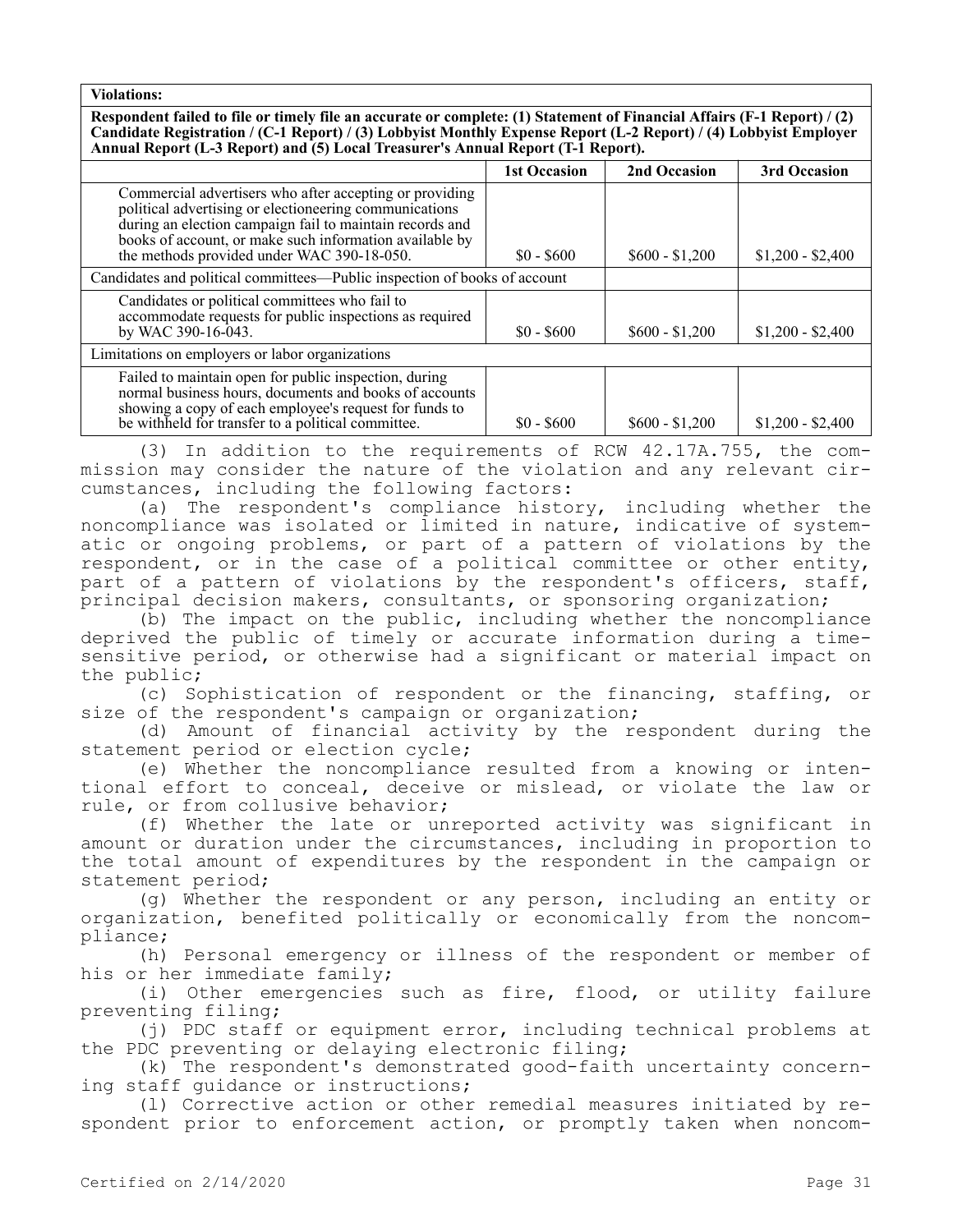| **Violations:** | | | |
|---|---|---|---|
| **Respondent failed to file or timely file an accurate or complete: (1) Statement of Financial Affairs (F-1 Report) / (2) Candidate Registration / (C-1 Report) / (3) Lobbyist Monthly Expense Report (L-2 Report) / (4) Lobbyist Employer Annual Report (L-3 Report) and (5) Local Treasurer's Annual Report (T-1 Report).** | | | |
| | **1st Occasion** | **2nd Occasion** | **3rd Occasion** |
| Commercial advertisers who after accepting or providing political advertising or electioneering communications during an election campaign fail to maintain records and books of account, or make such information available by the methods provided under WAC 390-18-050. | $0 - $600 | $600 - $1,200 | $1,200 - $2,400 |
| Candidates and political committees—Public inspection of books of account | | | |
| Candidates or political committees who fail to accommodate requests for public inspections as required by WAC 390-16-043. | $0 - $600 | $600 - $1,200 | $1,200 - $2,400 |
| Limitations on employers or labor organizations | | | |
| Failed to maintain open for public inspection, during normal business hours, documents and books of accounts showing a copy of each employee's request for funds to be withheld for transfer to a political committee. | $0 - $600 | $600 - $1,200 | $1,200 - $2,400 |

(3) In addition to the requirements of RCW 42.17A.755, the commission may consider the nature of the violation and any relevant circumstances, including the following factors:

(a) The respondent's compliance history, including whether the noncompliance was isolated or limited in nature, indicative of systematic or ongoing problems, or part of a pattern of violations by the respondent, or in the case of a political committee or other entity, part of a pattern of violations by the respondent's officers, staff, principal decision makers, consultants, or sponsoring organization;

(b) The impact on the public, including whether the noncompliance deprived the public of timely or accurate information during a time-sensitive period, or otherwise had a significant or material impact on the public;

(c) Sophistication of respondent or the financing, staffing, or size of the respondent's campaign or organization;

(d) Amount of financial activity by the respondent during the statement period or election cycle;

(e) Whether the noncompliance resulted from a knowing or intentional effort to conceal, deceive or mislead, or violate the law or rule, or from collusive behavior;

(f) Whether the late or unreported activity was significant in amount or duration under the circumstances, including in proportion to the total amount of expenditures by the respondent in the campaign or statement period;

(g) Whether the respondent or any person, including an entity or organization, benefited politically or economically from the noncompliance;

(h) Personal emergency or illness of the respondent or member of his or her immediate family;

(i) Other emergencies such as fire, flood, or utility failure preventing filing;

(j) PDC staff or equipment error, including technical problems at the PDC preventing or delaying electronic filing;

(k) The respondent's demonstrated good-faith uncertainty concerning staff guidance or instructions;

(l) Corrective action or other remedial measures initiated by respondent prior to enforcement action, or promptly taken when noncom-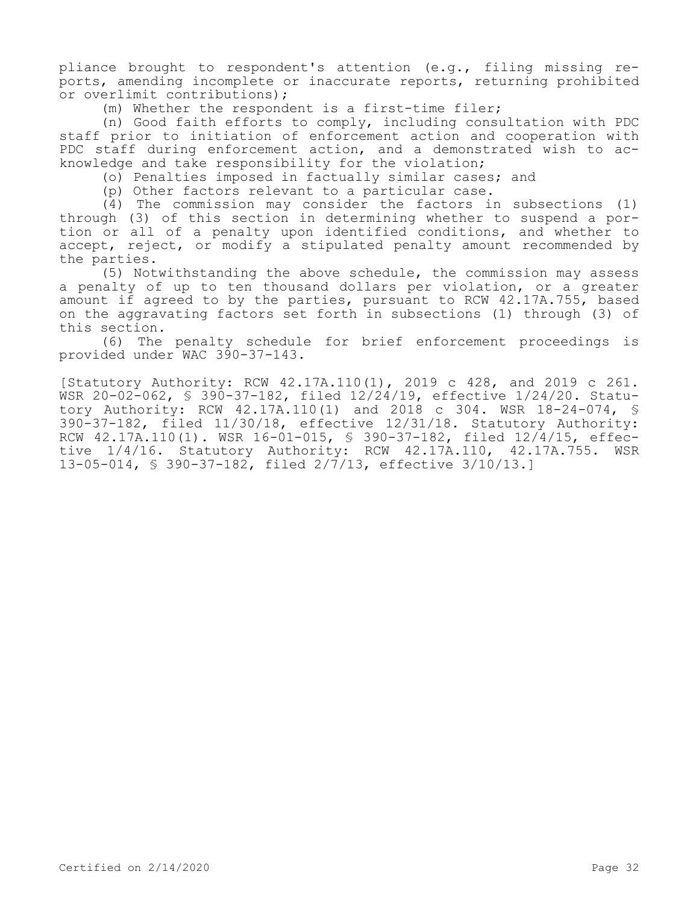pliance brought to respondent's attention (e.g., filing missing reports, amending incomplete or inaccurate reports, returning prohibited or overlimit contributions);

(m) Whether the respondent is a first-time filer;

(n) Good faith efforts to comply, including consultation with PDC staff prior to initiation of enforcement action and cooperation with PDC staff during enforcement action, and a demonstrated wish to acknowledge and take responsibility for the violation;

(o) Penalties imposed in factually similar cases; and

(p) Other factors relevant to a particular case.

(4) The commission may consider the factors in subsections (1) through (3) of this section in determining whether to suspend a portion or all of a penalty upon identified conditions, and whether to accept, reject, or modify a stipulated penalty amount recommended by the parties.

(5) Notwithstanding the above schedule, the commission may assess a penalty of up to ten thousand dollars per violation, or a greater amount if agreed to by the parties, pursuant to RCW 42.17A.755, based on the aggravating factors set forth in subsections (1) through (3) of this section.

(6) The penalty schedule for brief enforcement proceedings is provided under WAC 390-37-143.

[Statutory Authority: RCW 42.17A.110(1), 2019 c 428, and 2019 c 261. WSR 20-02-062, § 390-37-182, filed 12/24/19, effective 1/24/20. Statutory Authority: RCW 42.17A.110(1) and 2018 c 304. WSR 18-24-074, § 390-37-182, filed 11/30/18, effective 12/31/18. Statutory Authority: RCW 42.17A.110(1). WSR 16-01-015, § 390-37-182, filed 12/4/15, effective 1/4/16. Statutory Authority: RCW 42.17A.110, 42.17A.755. WSR 13-05-014, § 390-37-182, filed 2/7/13, effective 3/10/13.]